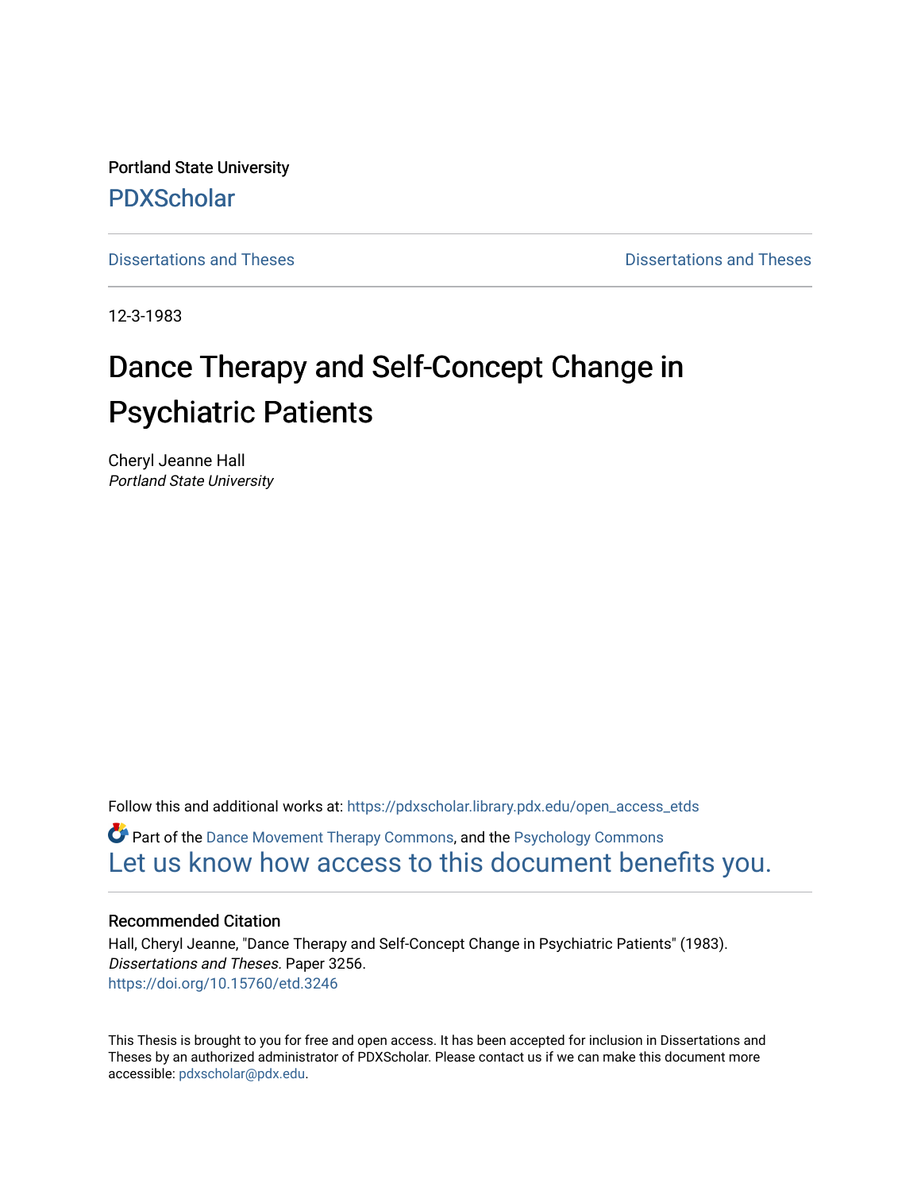Portland State University

PDXScholar

Dissertations and Theses | Dissertations and Theses

12-3-1983

# Dance Therapy and Self-Concept Change in Psychiatric Patients

Cheryl Jeanne Hall
*Portland State University*

Follow this and additional works at: https://pdxscholar.library.pdx.edu/open_access_etds

Part of the Dance Movement Therapy Commons, and the Psychology Commons

Let us know how access to this document benefits you.

## Recommended Citation

Hall, Cheryl Jeanne, "Dance Therapy and Self-Concept Change in Psychiatric Patients" (1983). *Dissertations and Theses.* Paper 3256.
https://doi.org/10.15760/etd.3246

This Thesis is brought to you for free and open access. It has been accepted for inclusion in Dissertations and Theses by an authorized administrator of PDXScholar. Please contact us if we can make this document more accessible: pdxscholar@pdx.edu.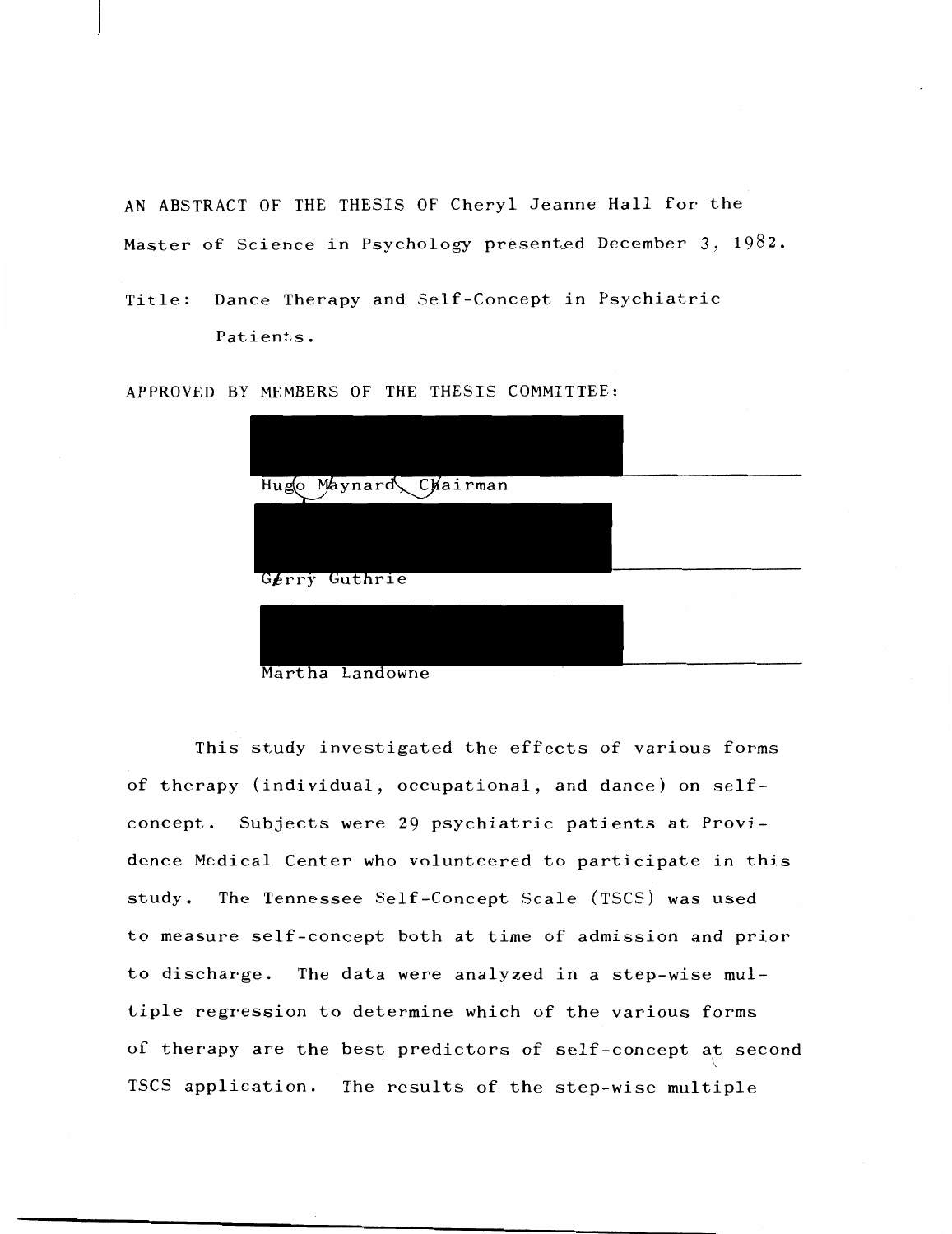AN ABSTRACT OF THE THESIS OF Cheryl Jeanne Hall for the Master of Science in Psychology presented December 3, 1982.

Title: Dance Therapy and Self-Concept in Psychiatric Patients.

APPROVED BY MEMBERS OF THE THESIS COMMITTEE:

Hugo Maynard, Chairman

Gerry Guthrie

Martha Landowne

This study investigated the effects of various forms of therapy (individual, occupational, and dance) on self-concept. Subjects were 29 psychiatric patients at Providence Medical Center who volunteered to participate in this study. The Tennessee Self-Concept Scale (TSCS) was used to measure self-concept both at time of admission and prior to discharge. The data were analyzed in a step-wise multiple regression to determine which of the various forms of therapy are the best predictors of self-concept at second TSCS application. The results of the step-wise multiple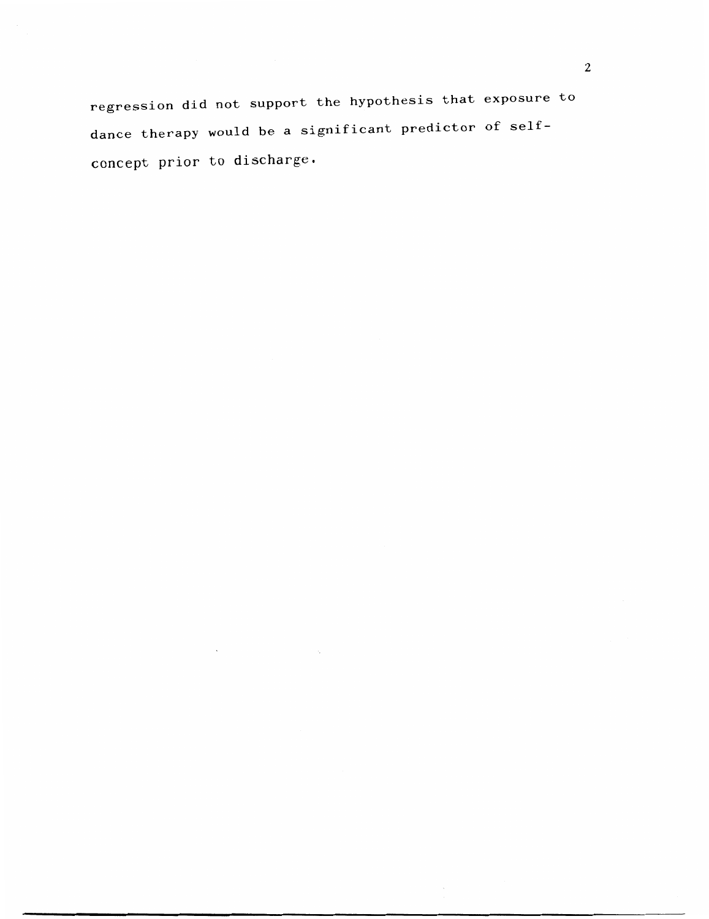regression did not support the hypothesis that exposure to dance therapy would be a significant predictor of self-concept prior to discharge.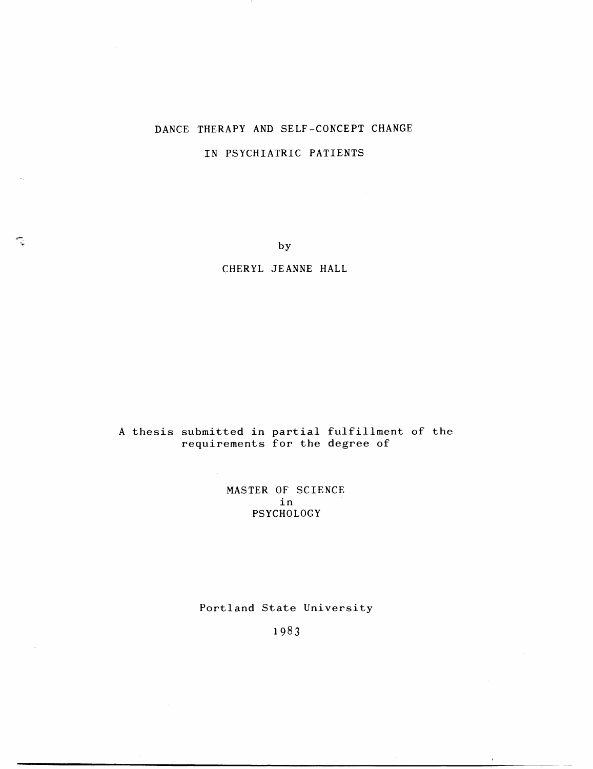# DANCE THERAPY AND SELF-CONCEPT CHANGE IN PSYCHIATRIC PATIENTS

by

CHERYL JEANNE HALL

A thesis submitted in partial fulfillment of the requirements for the degree of

MASTER OF SCIENCE
in
PSYCHOLOGY

Portland State University

1983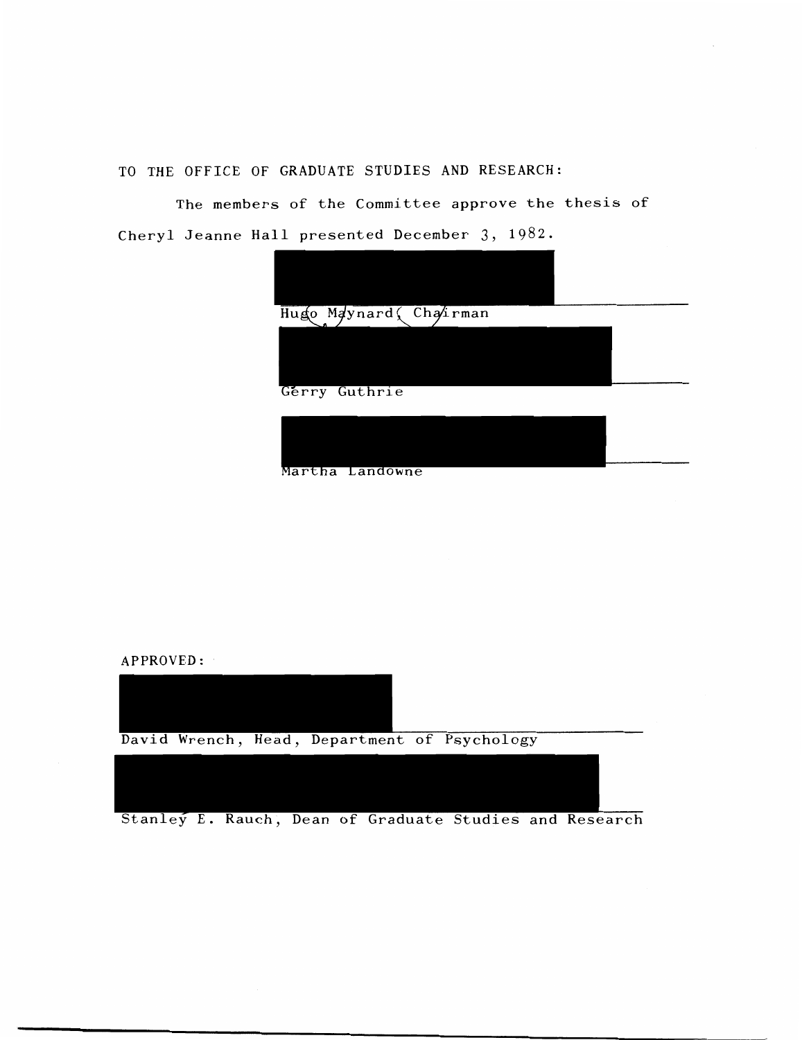TO THE OFFICE OF GRADUATE STUDIES AND RESEARCH:

The members of the Committee approve the thesis of Cheryl Jeanne Hall presented December 3, 1982.

Hugo Maynard, Chairman

Gerry Guthrie

Martha Landowne

APPROVED:

David Wrench, Head, Department of Psychology

Stanley E. Rauch, Dean of Graduate Studies and Research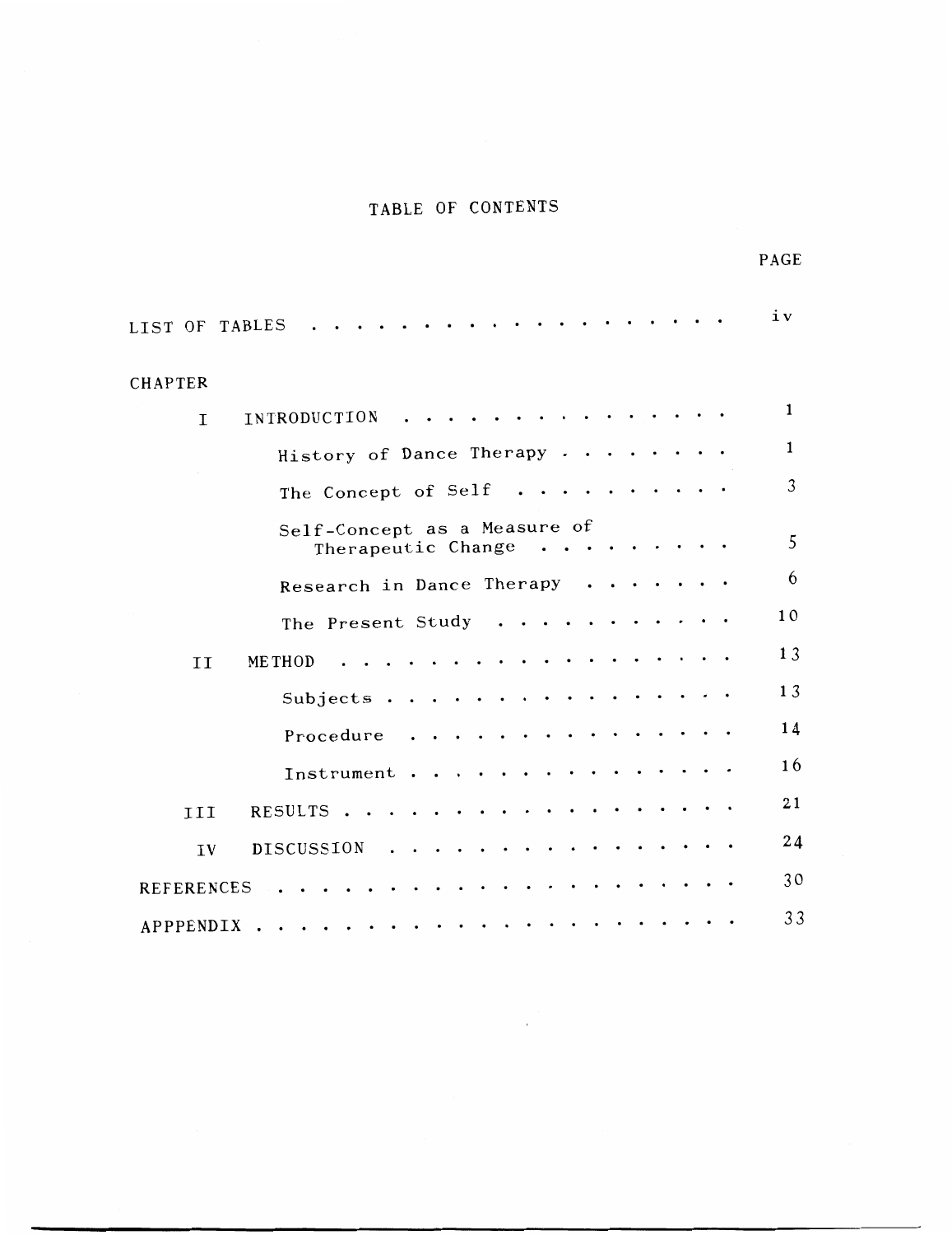# TABLE OF CONTENTS

| | PAGE |
|---|---|
| LIST OF TABLES | iv |
| CHAPTER | |
| I INTRODUCTION | 1 |
| History of Dance Therapy | 1 |
| The Concept of Self | 3 |
| Self-Concept as a Measure of Therapeutic Change | 5 |
| Research in Dance Therapy | 6 |
| The Present Study | 10 |
| II METHOD | 13 |
| Subjects | 13 |
| Procedure | 14 |
| Instrument | 16 |
| III RESULTS | 21 |
| IV DISCUSSION | 24 |
| REFERENCES | 30 |
| APPPENDIX | 33 |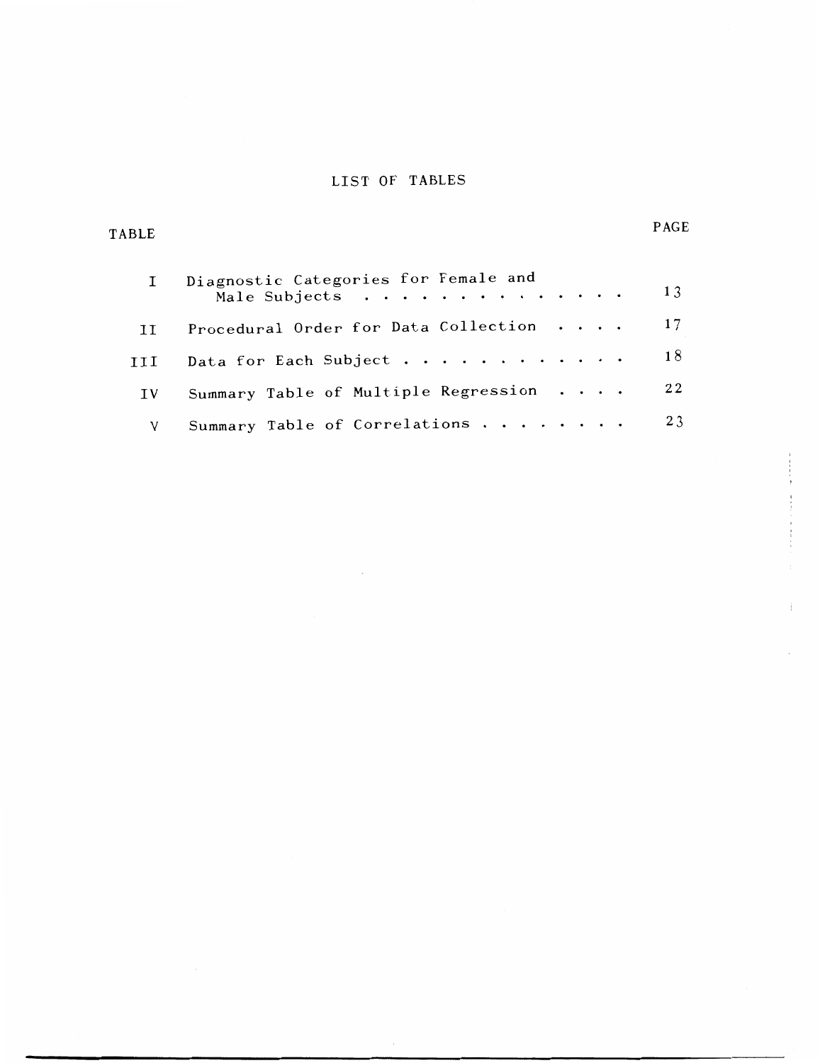# LIST OF TABLES

| TABLE | | PAGE |
|---|---|---|
| I | Diagnostic Categories for Female and Male Subjects | 13 |
| II | Procedural Order for Data Collection | 17 |
| III | Data for Each Subject | 18 |
| IV | Summary Table of Multiple Regression | 22 |
| V | Summary Table of Correlations | 23 |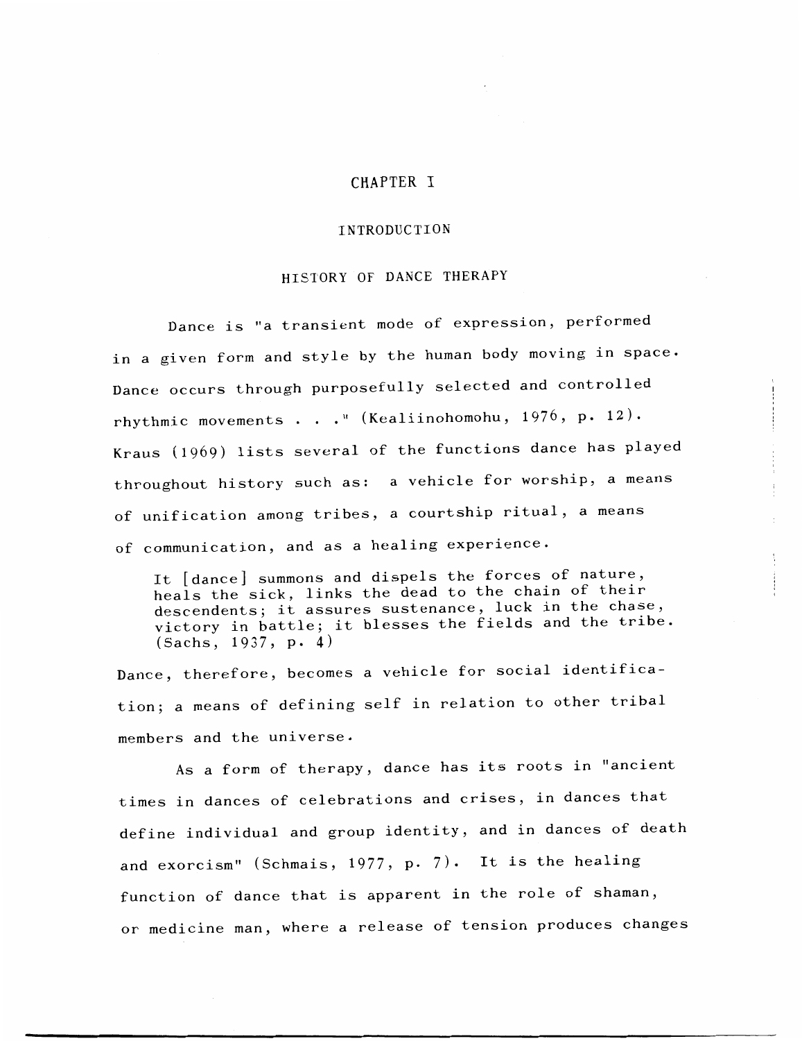# CHAPTER I

## INTRODUCTION

### HISTORY OF DANCE THERAPY

Dance is "a transient mode of expression, performed in a given form and style by the human body moving in space. Dance occurs through purposefully selected and controlled rhythmic movements . . ." (Kealiinohomohu, 1976, p. 12). Kraus (1969) lists several of the functions dance has played throughout history such as: a vehicle for worship, a means of unification among tribes, a courtship ritual, a means of communication, and as a healing experience.

> It [dance] summons and dispels the forces of nature, heals the sick, links the dead to the chain of their descendents; it assures sustenance, luck in the chase, victory in battle; it blesses the fields and the tribe. (Sachs, 1937, p. 4)

Dance, therefore, becomes a vehicle for social identification; a means of defining self in relation to other tribal members and the universe.

As a form of therapy, dance has its roots in "ancient times in dances of celebrations and crises, in dances that define individual and group identity, and in dances of death and exorcism" (Schmais, 1977, p. 7). It is the healing function of dance that is apparent in the role of shaman, or medicine man, where a release of tension produces changes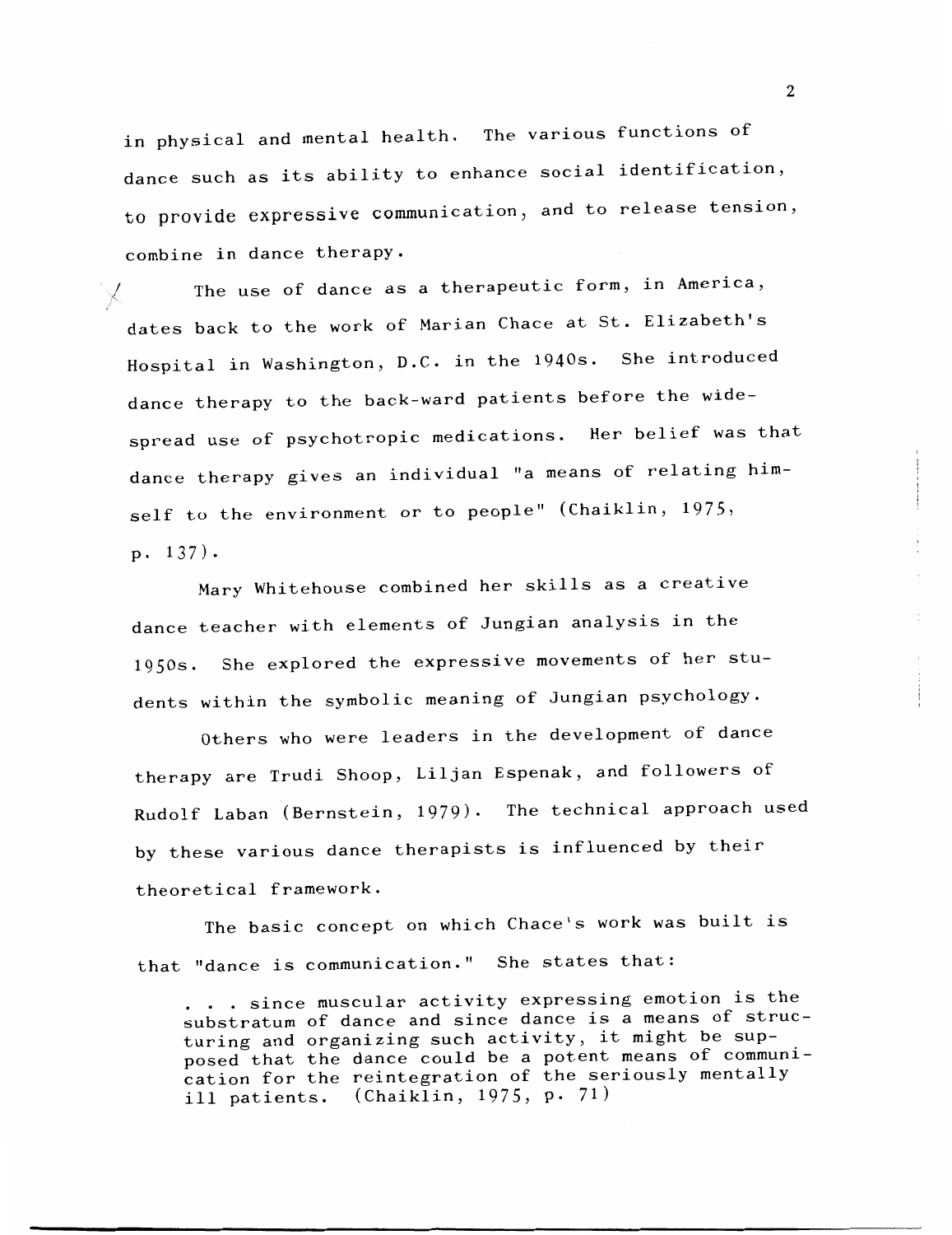in physical and mental health. The various functions of dance such as its ability to enhance social identification, to provide expressive communication, and to release tension, combine in dance therapy.

The use of dance as a therapeutic form, in America, dates back to the work of Marian Chace at St. Elizabeth's Hospital in Washington, D.C. in the 1940s. She introduced dance therapy to the back-ward patients before the widespread use of psychotropic medications. Her belief was that dance therapy gives an individual "a means of relating himself to the environment or to people" (Chaiklin, 1975, p. 137).

Mary Whitehouse combined her skills as a creative dance teacher with elements of Jungian analysis in the 1950s. She explored the expressive movements of her students within the symbolic meaning of Jungian psychology.

Others who were leaders in the development of dance therapy are Trudi Shoop, Liljan Espenak, and followers of Rudolf Laban (Bernstein, 1979). The technical approach used by these various dance therapists is influenced by their theoretical framework.

The basic concept on which Chace's work was built is that "dance is communication." She states that:

> . . . since muscular activity expressing emotion is the substratum of dance and since dance is a means of structuring and organizing such activity, it might be supposed that the dance could be a potent means of communication for the reintegration of the seriously mentally ill patients. (Chaiklin, 1975, p. 71)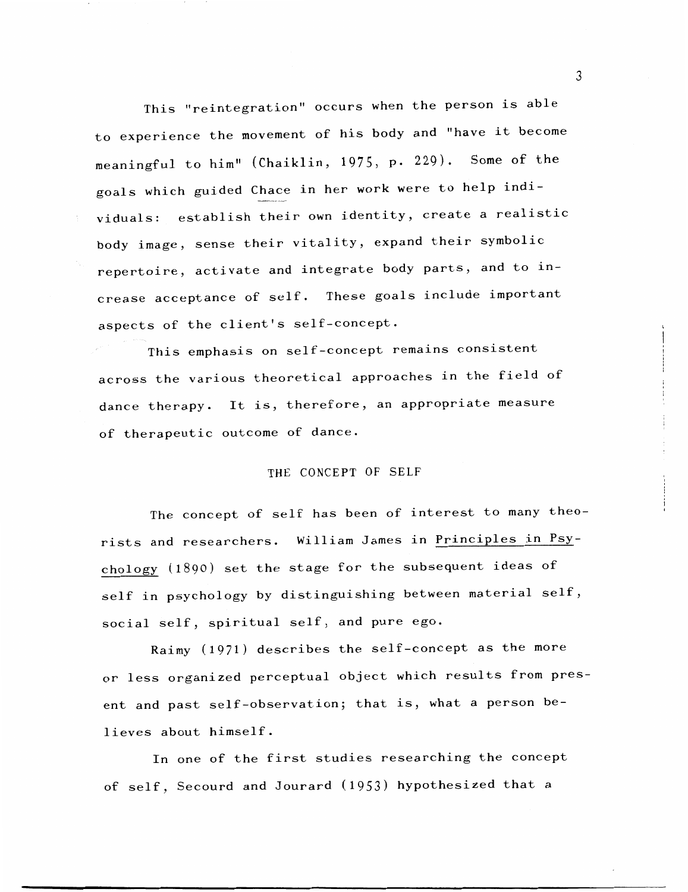This "reintegration" occurs when the person is able to experience the movement of his body and "have it become meaningful to him" (Chaiklin, 1975, p. 229). Some of the goals which guided Chace in her work were to help individuals: establish their own identity, create a realistic body image, sense their vitality, expand their symbolic repertoire, activate and integrate body parts, and to increase acceptance of self. These goals include important aspects of the client's self-concept.

This emphasis on self-concept remains consistent across the various theoretical approaches in the field of dance therapy. It is, therefore, an appropriate measure of therapeutic outcome of dance.

## THE CONCEPT OF SELF

The concept of self has been of interest to many theorists and researchers. William James in Principles in Psychology (1890) set the stage for the subsequent ideas of self in psychology by distinguishing between material self, social self, spiritual self, and pure ego.

Raimy (1971) describes the self-concept as the more or less organized perceptual object which results from present and past self-observation; that is, what a person believes about himself.

In one of the first studies researching the concept of self, Secourd and Jourard (1953) hypothesized that a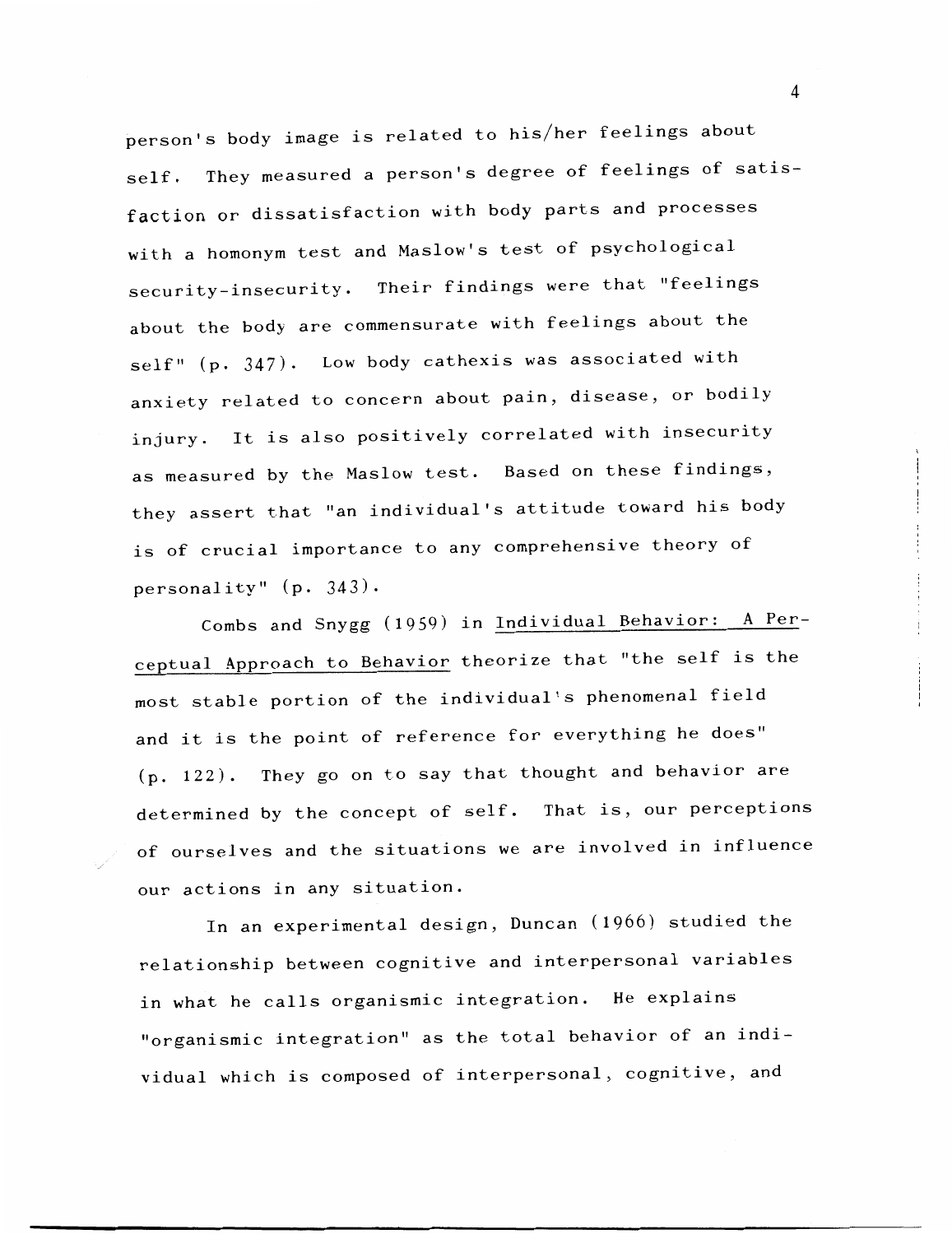person's body image is related to his/her feelings about self. They measured a person's degree of feelings of satisfaction or dissatisfaction with body parts and processes with a homonym test and Maslow's test of psychological security-insecurity. Their findings were that "feelings about the body are commensurate with feelings about the self" (p. 347). Low body cathexis was associated with anxiety related to concern about pain, disease, or bodily injury. It is also positively correlated with insecurity as measured by the Maslow test. Based on these findings, they assert that "an individual's attitude toward his body is of crucial importance to any comprehensive theory of personality" (p. 343).

Combs and Snygg (1959) in Individual Behavior: A Perceptual Approach to Behavior theorize that "the self is the most stable portion of the individual's phenomenal field and it is the point of reference for everything he does" (p. 122). They go on to say that thought and behavior are determined by the concept of self. That is, our perceptions of ourselves and the situations we are involved in influence our actions in any situation.

In an experimental design, Duncan (1966) studied the relationship between cognitive and interpersonal variables in what he calls organismic integration. He explains "organismic integration" as the total behavior of an individual which is composed of interpersonal, cognitive, and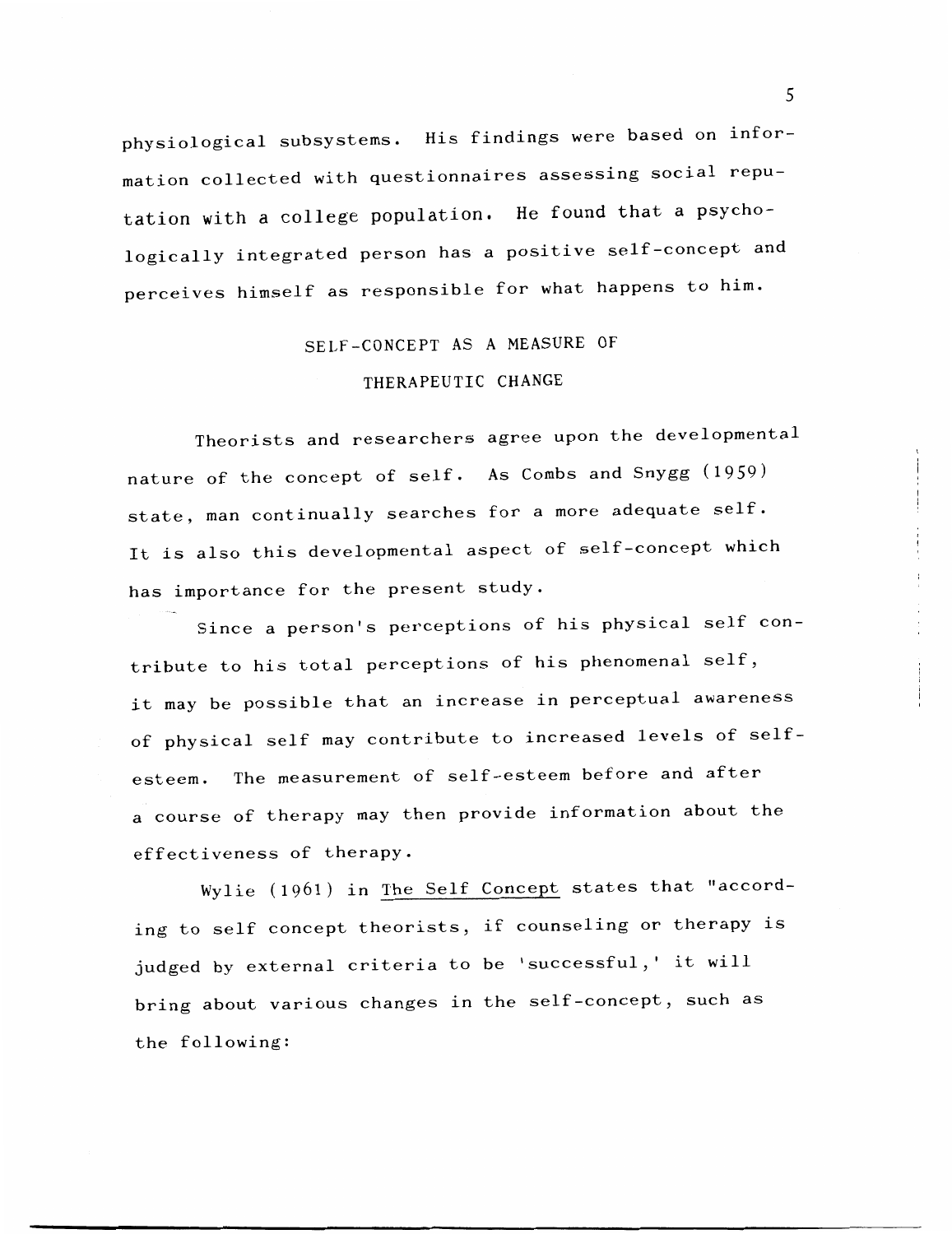physiological subsystems. His findings were based on information collected with questionnaires assessing social reputation with a college population. He found that a psychologically integrated person has a positive self-concept and perceives himself as responsible for what happens to him.

## SELF-CONCEPT AS A MEASURE OF THERAPEUTIC CHANGE

Theorists and researchers agree upon the developmental nature of the concept of self. As Combs and Snygg (1959) state, man continually searches for a more adequate self. It is also this developmental aspect of self-concept which has importance for the present study.

Since a person's perceptions of his physical self contribute to his total perceptions of his phenomenal self, it may be possible that an increase in perceptual awareness of physical self may contribute to increased levels of self-esteem. The measurement of self-esteem before and after a course of therapy may then provide information about the effectiveness of therapy.

Wylie (1961) in The Self Concept states that "according to self concept theorists, if counseling or therapy is judged by external criteria to be 'successful,' it will bring about various changes in the self-concept, such as the following: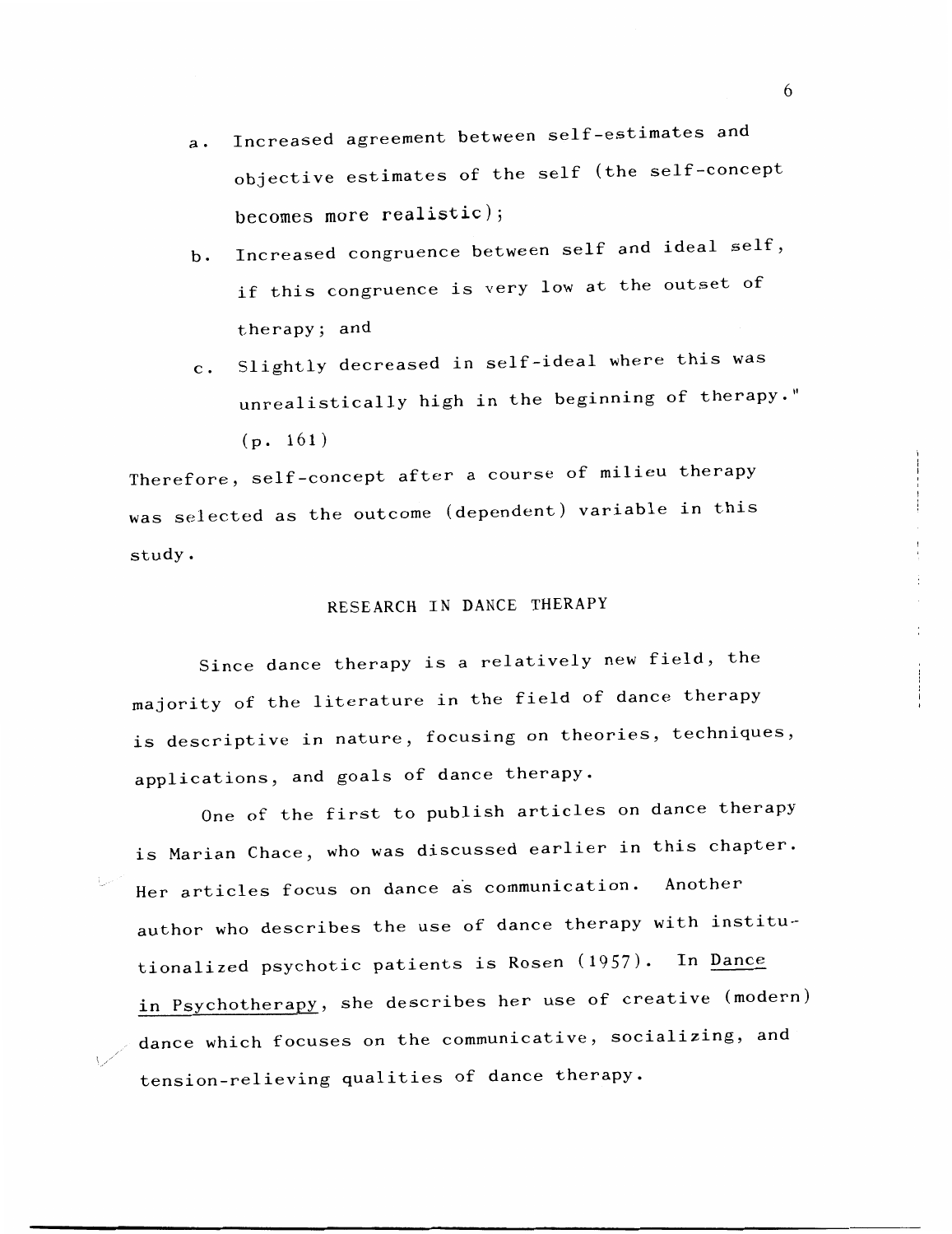a. Increased agreement between self-estimates and objective estimates of the self (the self-concept becomes more realistic);

b. Increased congruence between self and ideal self, if this congruence is very low at the outset of therapy; and

c. Slightly decreased in self-ideal where this was unrealistically high in the beginning of therapy." (p. 161)

Therefore, self-concept after a course of milieu therapy was selected as the outcome (dependent) variable in this study.

## RESEARCH IN DANCE THERAPY

Since dance therapy is a relatively new field, the majority of the literature in the field of dance therapy is descriptive in nature, focusing on theories, techniques, applications, and goals of dance therapy.

One of the first to publish articles on dance therapy is Marian Chace, who was discussed earlier in this chapter. Her articles focus on dance as communication. Another author who describes the use of dance therapy with institutionalized psychotic patients is Rosen (1957). In _Dance in Psychotherapy_, she describes her use of creative (modern) dance which focuses on the communicative, socializing, and tension-relieving qualities of dance therapy.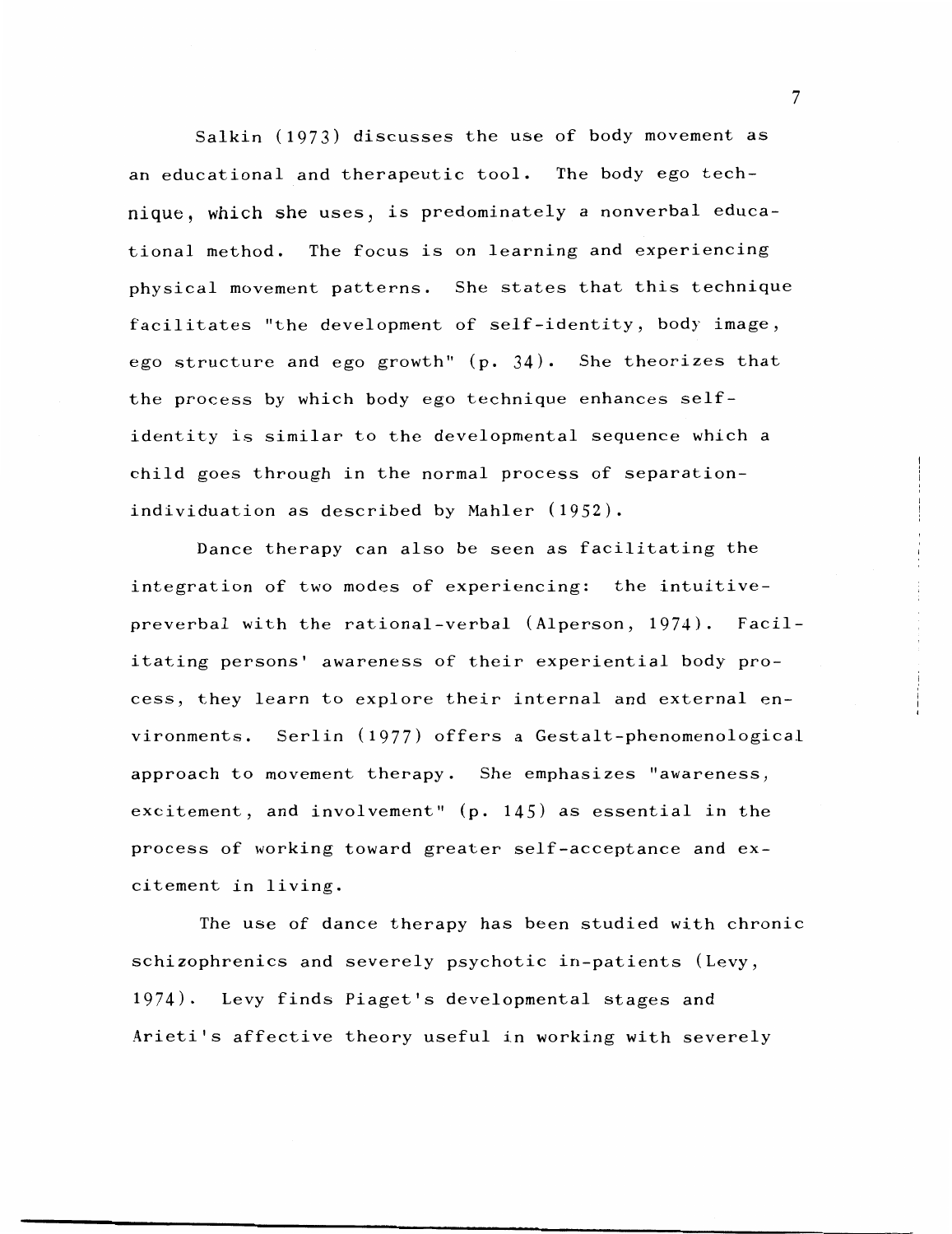Salkin (1973) discusses the use of body movement as an educational and therapeutic tool. The body ego technique, which she uses, is predominately a nonverbal educational method. The focus is on learning and experiencing physical movement patterns. She states that this technique facilitates "the development of self-identity, body image, ego structure and ego growth" (p. 34). She theorizes that the process by which body ego technique enhances self-identity is similar to the developmental sequence which a child goes through in the normal process of separation-individuation as described by Mahler (1952).

Dance therapy can also be seen as facilitating the integration of two modes of experiencing: the intuitive-preverbal with the rational-verbal (Alperson, 1974). Facilitating persons' awareness of their experiential body process, they learn to explore their internal and external environments. Serlin (1977) offers a Gestalt-phenomenological approach to movement therapy. She emphasizes "awareness, excitement, and involvement" (p. 145) as essential in the process of working toward greater self-acceptance and excitement in living.

The use of dance therapy has been studied with chronic schizophrenics and severely psychotic in-patients (Levy, 1974). Levy finds Piaget's developmental stages and Arieti's affective theory useful in working with severely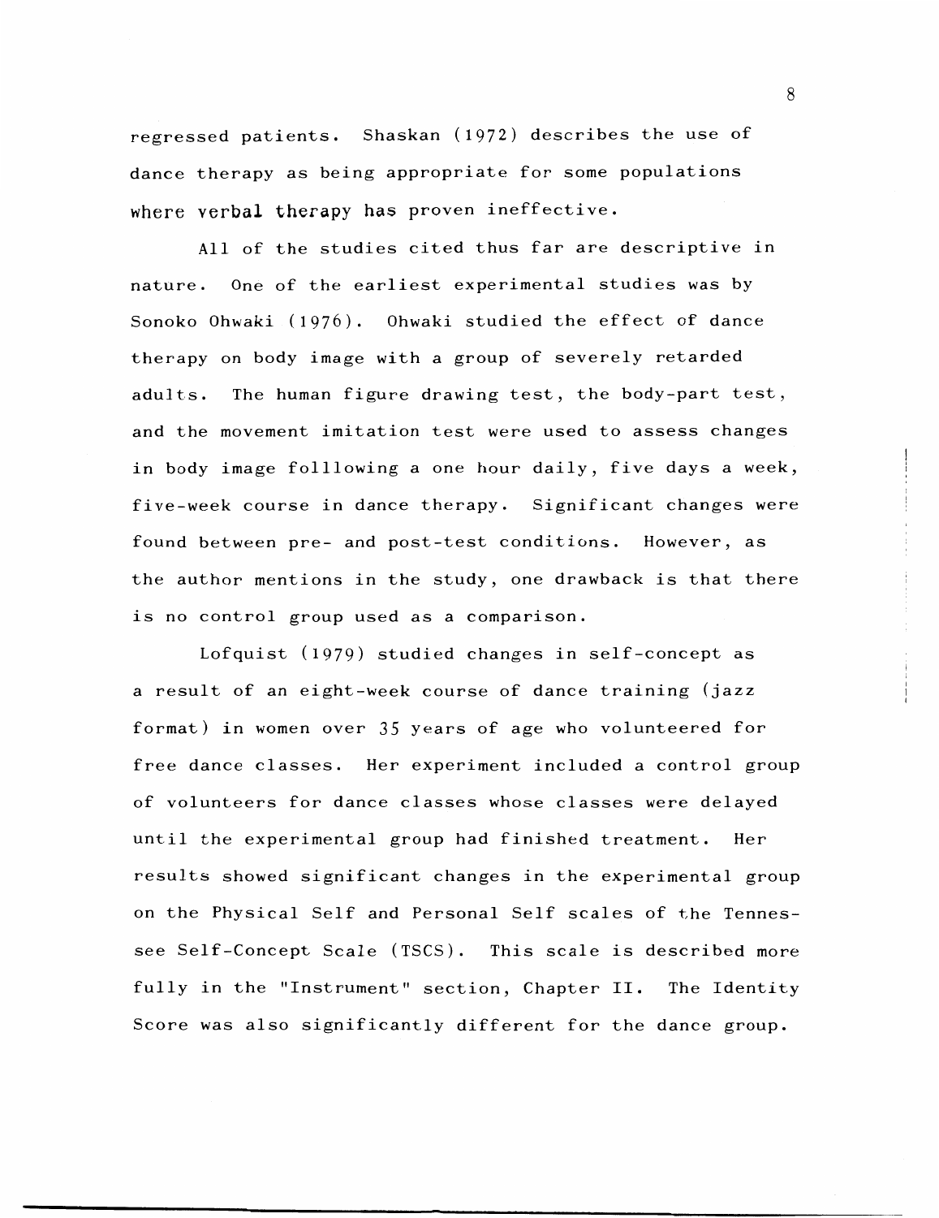regressed patients. Shaskan (1972) describes the use of dance therapy as being appropriate for some populations where verbal therapy has proven ineffective.

All of the studies cited thus far are descriptive in nature. One of the earliest experimental studies was by Sonoko Ohwaki (1976). Ohwaki studied the effect of dance therapy on body image with a group of severely retarded adults. The human figure drawing test, the body-part test, and the movement imitation test were used to assess changes in body image folllowing a one hour daily, five days a week, five-week course in dance therapy. Significant changes were found between pre- and post-test conditions. However, as the author mentions in the study, one drawback is that there is no control group used as a comparison.

Lofquist (1979) studied changes in self-concept as a result of an eight-week course of dance training (jazz format) in women over 35 years of age who volunteered for free dance classes. Her experiment included a control group of volunteers for dance classes whose classes were delayed until the experimental group had finished treatment. Her results showed significant changes in the experimental group on the Physical Self and Personal Self scales of the Tennessee Self-Concept Scale (TSCS). This scale is described more fully in the "Instrument" section, Chapter II. The Identity Score was also significantly different for the dance group.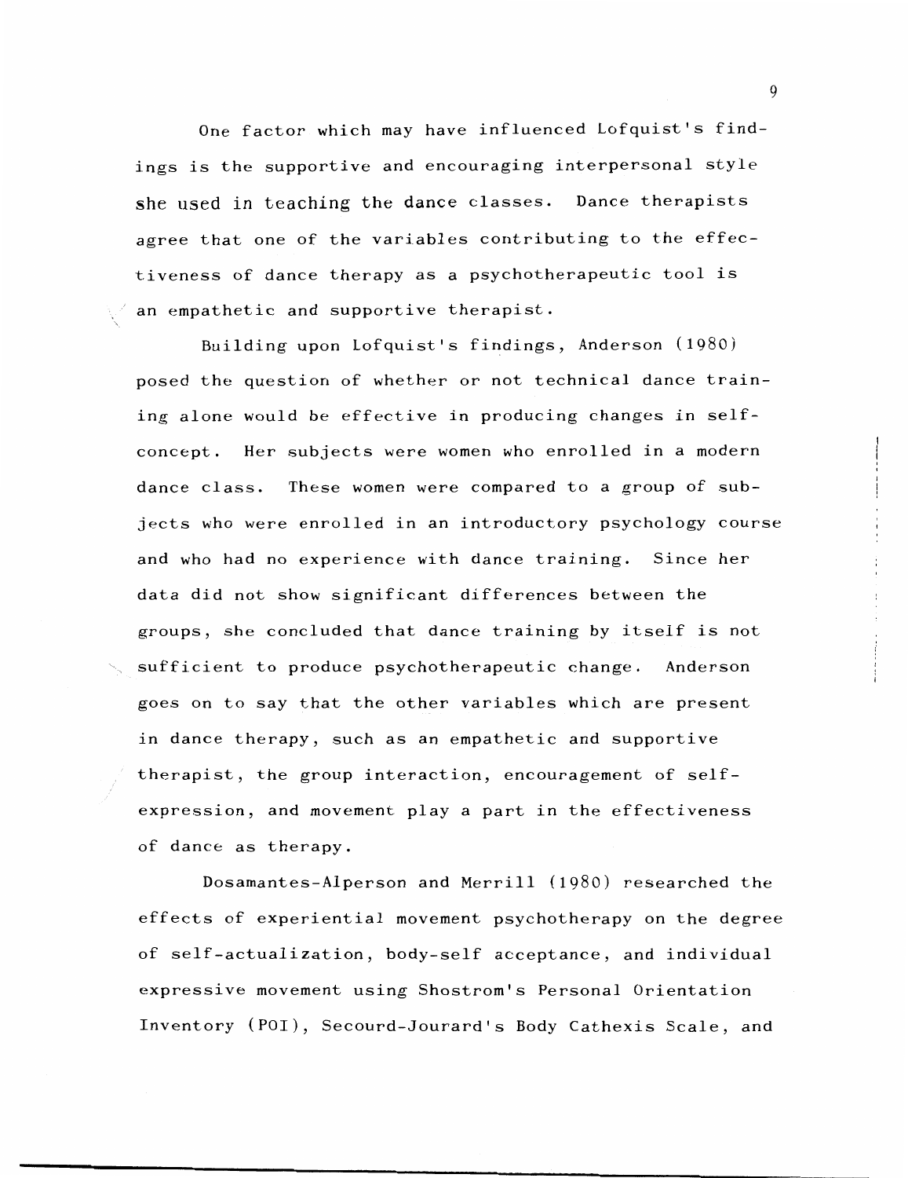One factor which may have influenced Lofquist's findings is the supportive and encouraging interpersonal style she used in teaching the dance classes. Dance therapists agree that one of the variables contributing to the effectiveness of dance therapy as a psychotherapeutic tool is an empathetic and supportive therapist.

Building upon Lofquist's findings, Anderson (1980) posed the question of whether or not technical dance training alone would be effective in producing changes in self-concept. Her subjects were women who enrolled in a modern dance class. These women were compared to a group of subjects who were enrolled in an introductory psychology course and who had no experience with dance training. Since her data did not show significant differences between the groups, she concluded that dance training by itself is not sufficient to produce psychotherapeutic change. Anderson goes on to say that the other variables which are present in dance therapy, such as an empathetic and supportive therapist, the group interaction, encouragement of self-expression, and movement play a part in the effectiveness of dance as therapy.

Dosamantes-Alperson and Merrill (1980) researched the effects of experiential movement psychotherapy on the degree of self-actualization, body-self acceptance, and individual expressive movement using Shostrom's Personal Orientation Inventory (POI), Secourd-Jourard's Body Cathexis Scale, and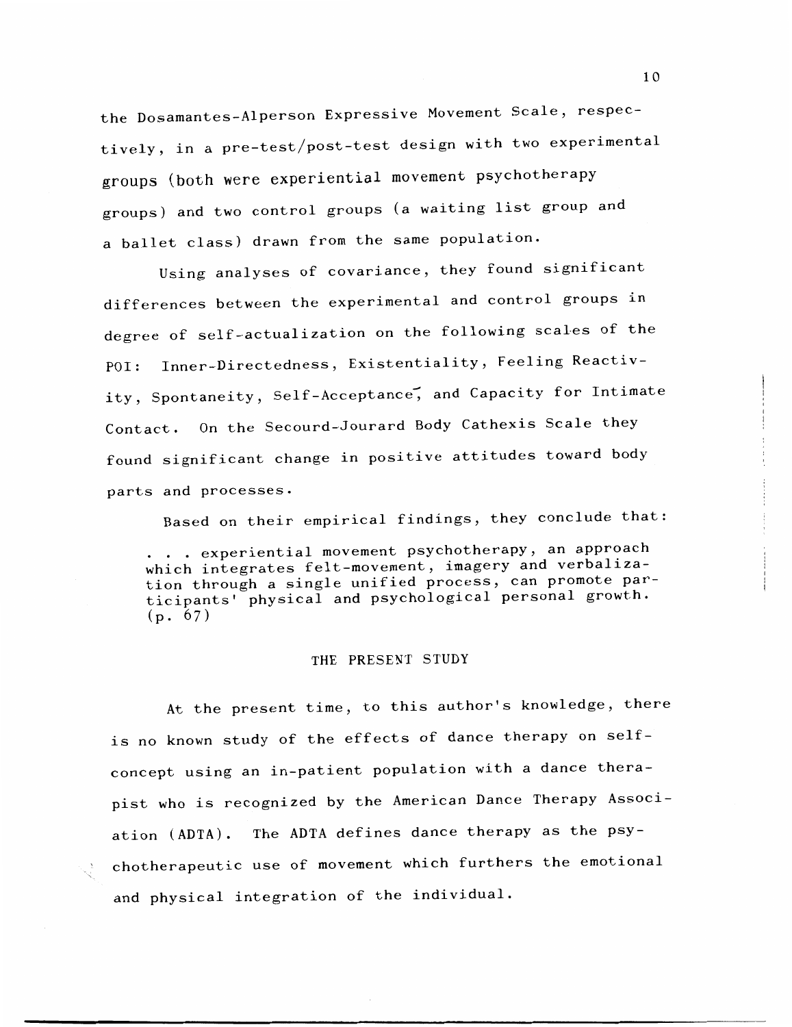the Dosamantes-Alperson Expressive Movement Scale, respectively, in a pre-test/post-test design with two experimental groups (both were experiential movement psychotherapy groups) and two control groups (a waiting list group and a ballet class) drawn from the same population.

Using analyses of covariance, they found significant differences between the experimental and control groups in degree of self-actualization on the following scales of the POI: Inner-Directedness, Existentiality, Feeling Reactivity, Spontaneity, Self-Acceptance, and Capacity for Intimate Contact. On the Secourd-Jourard Body Cathexis Scale they found significant change in positive attitudes toward body parts and processes.

Based on their empirical findings, they conclude that:

> . . . experiential movement psychotherapy, an approach which integrates felt-movement, imagery and verbalization through a single unified process, can promote participants' physical and psychological personal growth. (p. 67)

## THE PRESENT STUDY

At the present time, to this author's knowledge, there is no known study of the effects of dance therapy on self-concept using an in-patient population with a dance therapist who is recognized by the American Dance Therapy Association (ADTA). The ADTA defines dance therapy as the psychotherapeutic use of movement which furthers the emotional and physical integration of the individual.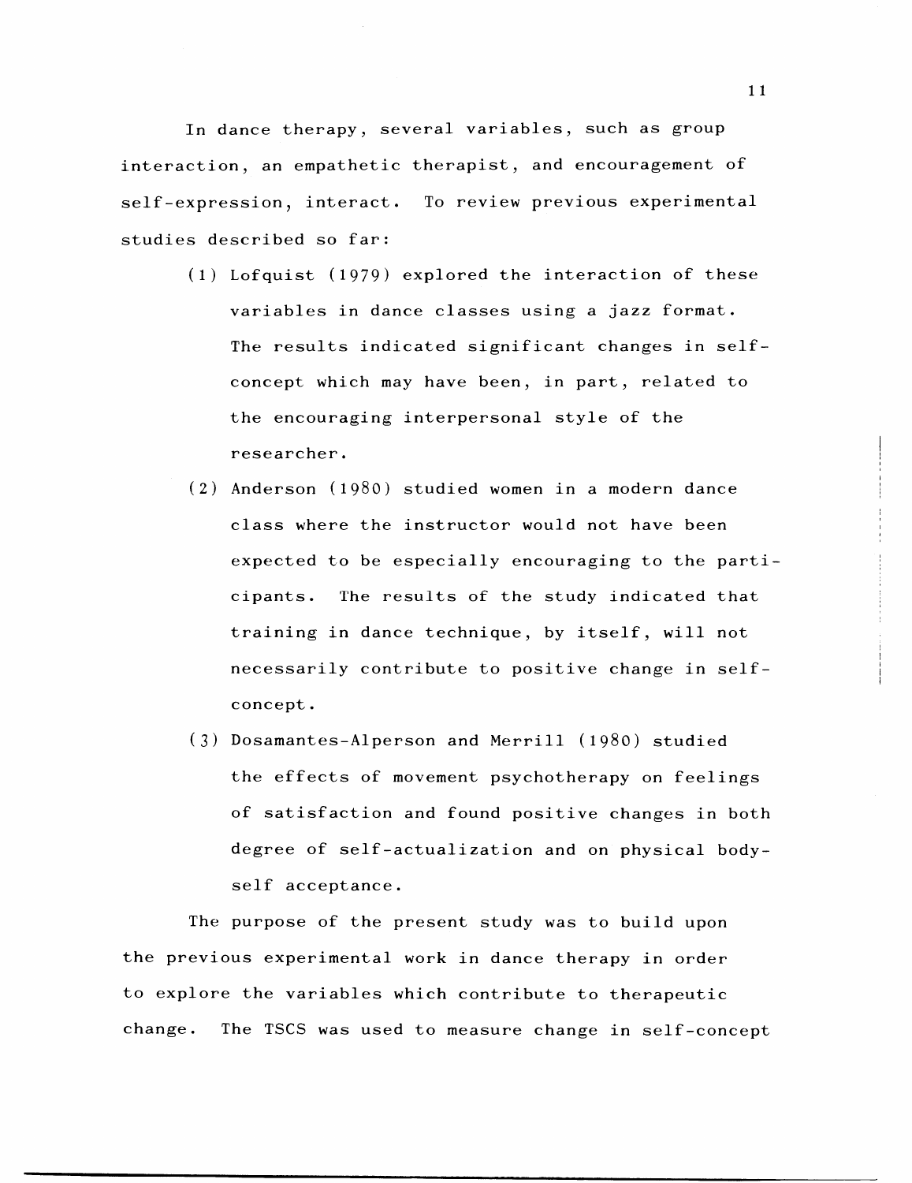In dance therapy, several variables, such as group interaction, an empathetic therapist, and encouragement of self-expression, interact. To review previous experimental studies described so far:

(1) Lofquist (1979) explored the interaction of these variables in dance classes using a jazz format. The results indicated significant changes in self-concept which may have been, in part, related to the encouraging interpersonal style of the researcher.

(2) Anderson (1980) studied women in a modern dance class where the instructor would not have been expected to be especially encouraging to the participants. The results of the study indicated that training in dance technique, by itself, will not necessarily contribute to positive change in self-concept.

(3) Dosamantes-Alperson and Merrill (1980) studied the effects of movement psychotherapy on feelings of satisfaction and found positive changes in both degree of self-actualization and on physical body-self acceptance.

The purpose of the present study was to build upon the previous experimental work in dance therapy in order to explore the variables which contribute to therapeutic change. The TSCS was used to measure change in self-concept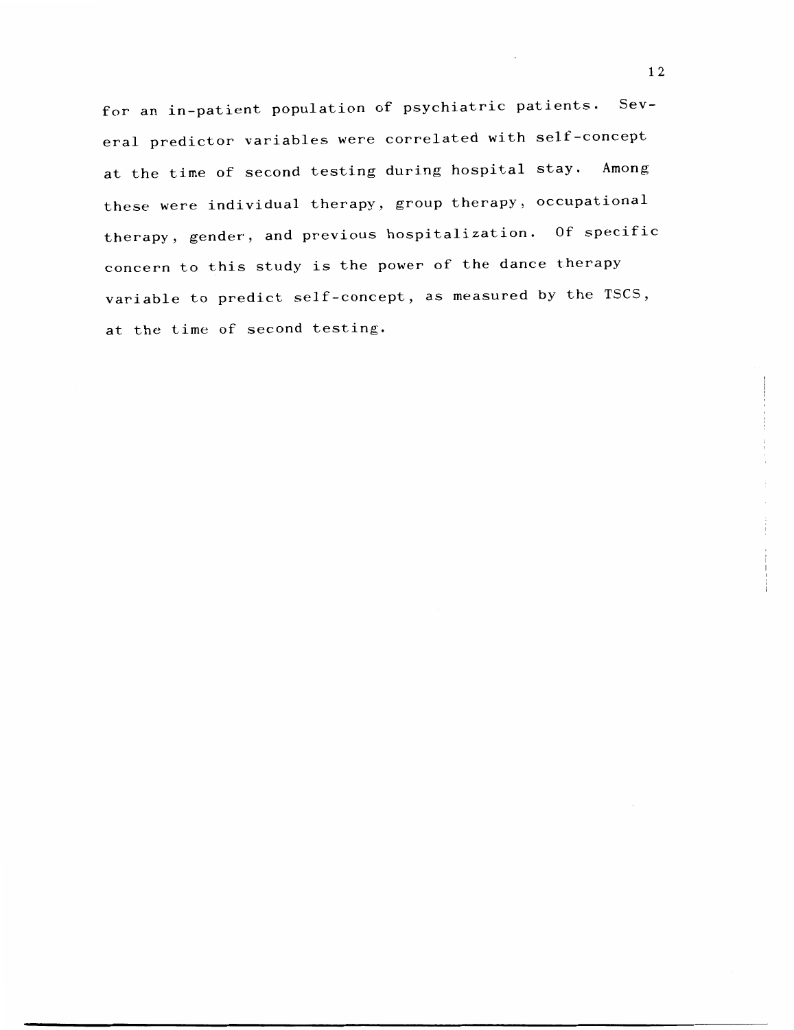for an in-patient population of psychiatric patients. Several predictor variables were correlated with self-concept at the time of second testing during hospital stay. Among these were individual therapy, group therapy, occupational therapy, gender, and previous hospitalization. Of specific concern to this study is the power of the dance therapy variable to predict self-concept, as measured by the TSCS, at the time of second testing.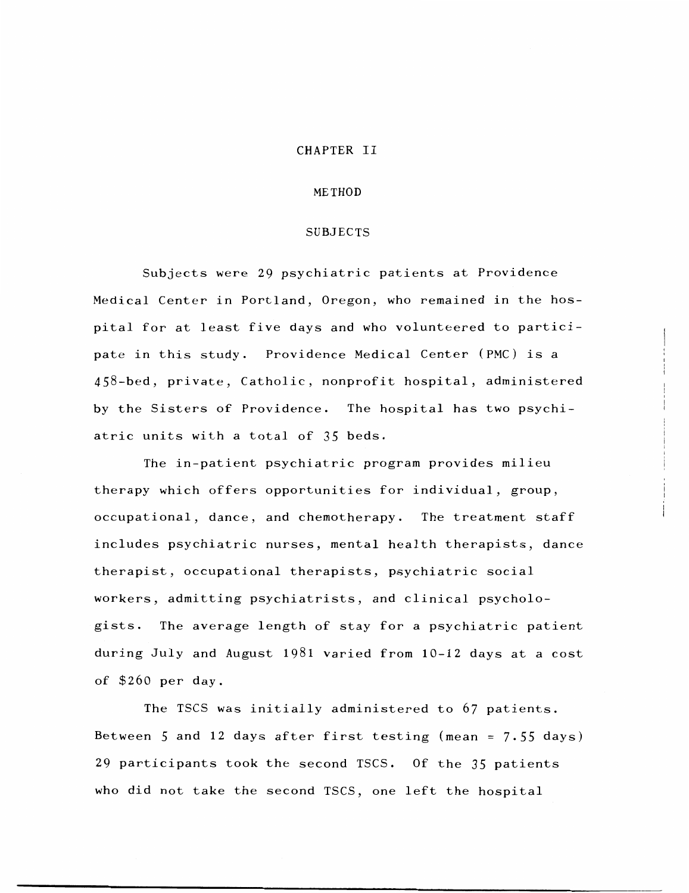# CHAPTER II

## METHOD

### SUBJECTS

Subjects were 29 psychiatric patients at Providence Medical Center in Portland, Oregon, who remained in the hospital for at least five days and who volunteered to participate in this study. Providence Medical Center (PMC) is a 458-bed, private, Catholic, nonprofit hospital, administered by the Sisters of Providence. The hospital has two psychiatric units with a total of 35 beds.

The in-patient psychiatric program provides milieu therapy which offers opportunities for individual, group, occupational, dance, and chemotherapy. The treatment staff includes psychiatric nurses, mental health therapists, dance therapist, occupational therapists, psychiatric social workers, admitting psychiatrists, and clinical psychologists. The average length of stay for a psychiatric patient during July and August 1981 varied from 10-12 days at a cost of $260 per day.

The TSCS was initially administered to 67 patients. Between 5 and 12 days after first testing (mean = 7.55 days) 29 participants took the second TSCS. Of the 35 patients who did not take the second TSCS, one left the hospital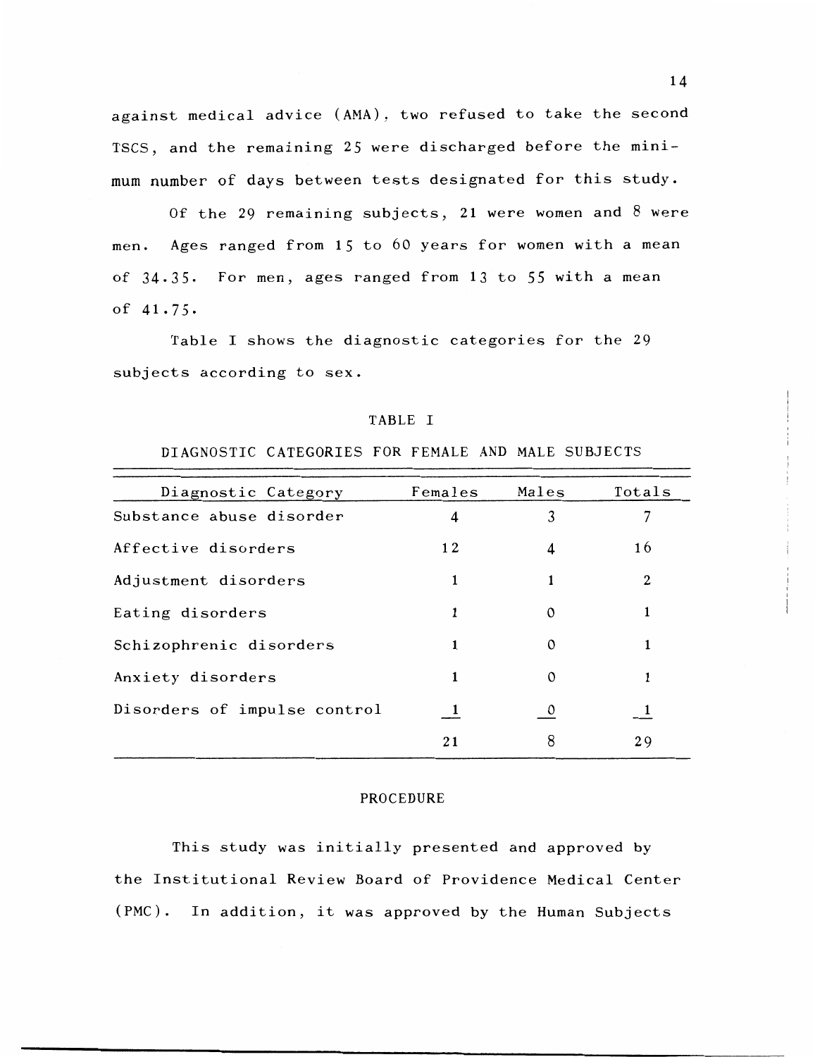against medical advice (AMA), two refused to take the second TSCS, and the remaining 25 were discharged before the minimum number of days between tests designated for this study.

Of the 29 remaining subjects, 21 were women and 8 were men. Ages ranged from 15 to 60 years for women with a mean of 34.35. For men, ages ranged from 13 to 55 with a mean of 41.75.

Table I shows the diagnostic categories for the 29 subjects according to sex.

TABLE I

DIAGNOSTIC CATEGORIES FOR FEMALE AND MALE SUBJECTS

| Diagnostic Category | Females | Males | Totals |
|---|---|---|---|
| Substance abuse disorder | 4 | 3 | 7 |
| Affective disorders | 12 | 4 | 16 |
| Adjustment disorders | 1 | 1 | 2 |
| Eating disorders | 1 | 0 | 1 |
| Schizophrenic disorders | 1 | 0 | 1 |
| Anxiety disorders | 1 | 0 | 1 |
| Disorders of impulse control | 1 | 0 | 1 |
| | 21 | 8 | 29 |

## PROCEDURE

This study was initially presented and approved by the Institutional Review Board of Providence Medical Center (PMC). In addition, it was approved by the Human Subjects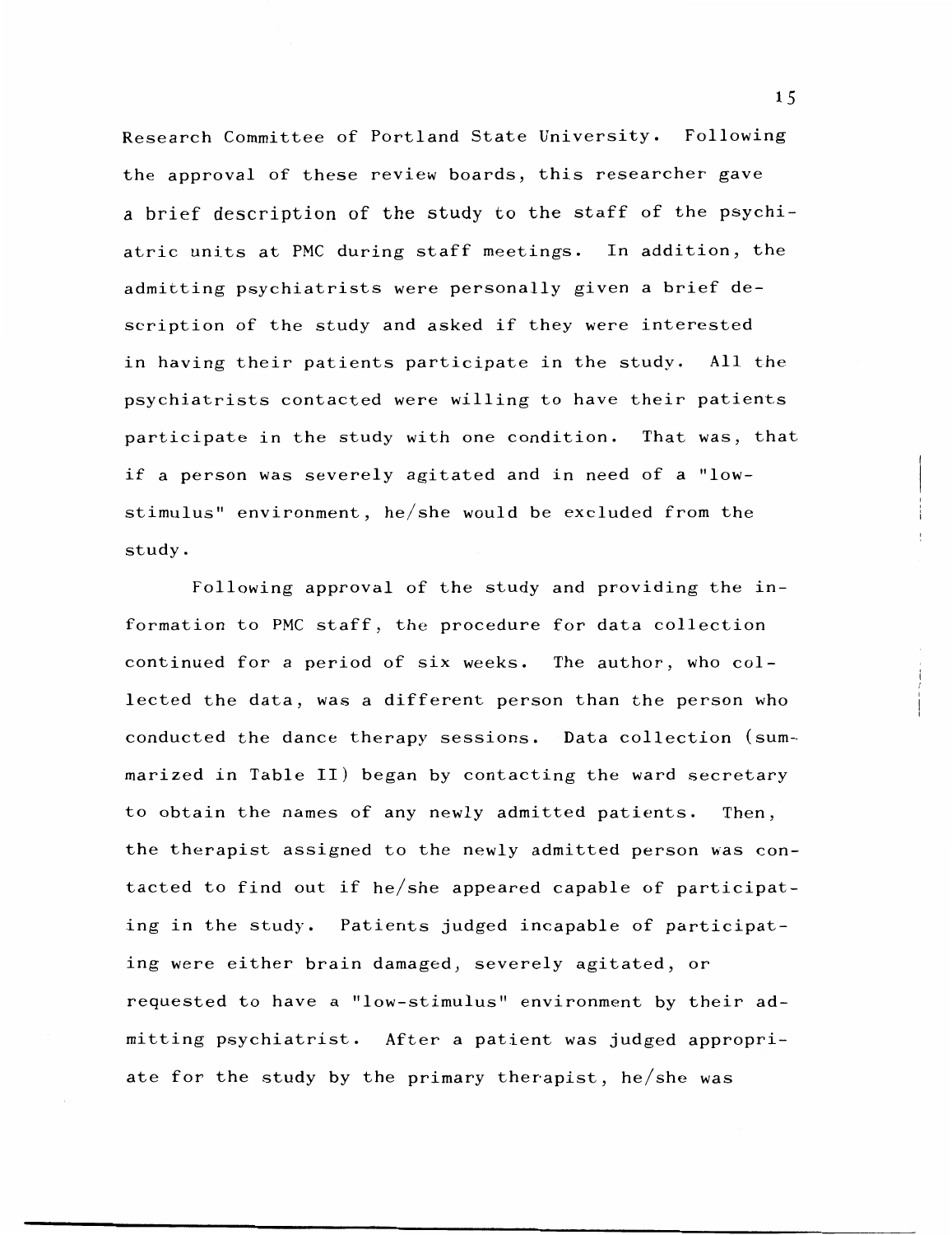Research Committee of Portland State University. Following the approval of these review boards, this researcher gave a brief description of the study to the staff of the psychiatric units at PMC during staff meetings. In addition, the admitting psychiatrists were personally given a brief description of the study and asked if they were interested in having their patients participate in the study. All the psychiatrists contacted were willing to have their patients participate in the study with one condition. That was, that if a person was severely agitated and in need of a "low-stimulus" environment, he/she would be excluded from the study.

Following approval of the study and providing the information to PMC staff, the procedure for data collection continued for a period of six weeks. The author, who collected the data, was a different person than the person who conducted the dance therapy sessions. Data collection (summarized in Table II) began by contacting the ward secretary to obtain the names of any newly admitted patients. Then, the therapist assigned to the newly admitted person was contacted to find out if he/she appeared capable of participating in the study. Patients judged incapable of participating were either brain damaged, severely agitated, or requested to have a "low-stimulus" environment by their admitting psychiatrist. After a patient was judged appropriate for the study by the primary therapist, he/she was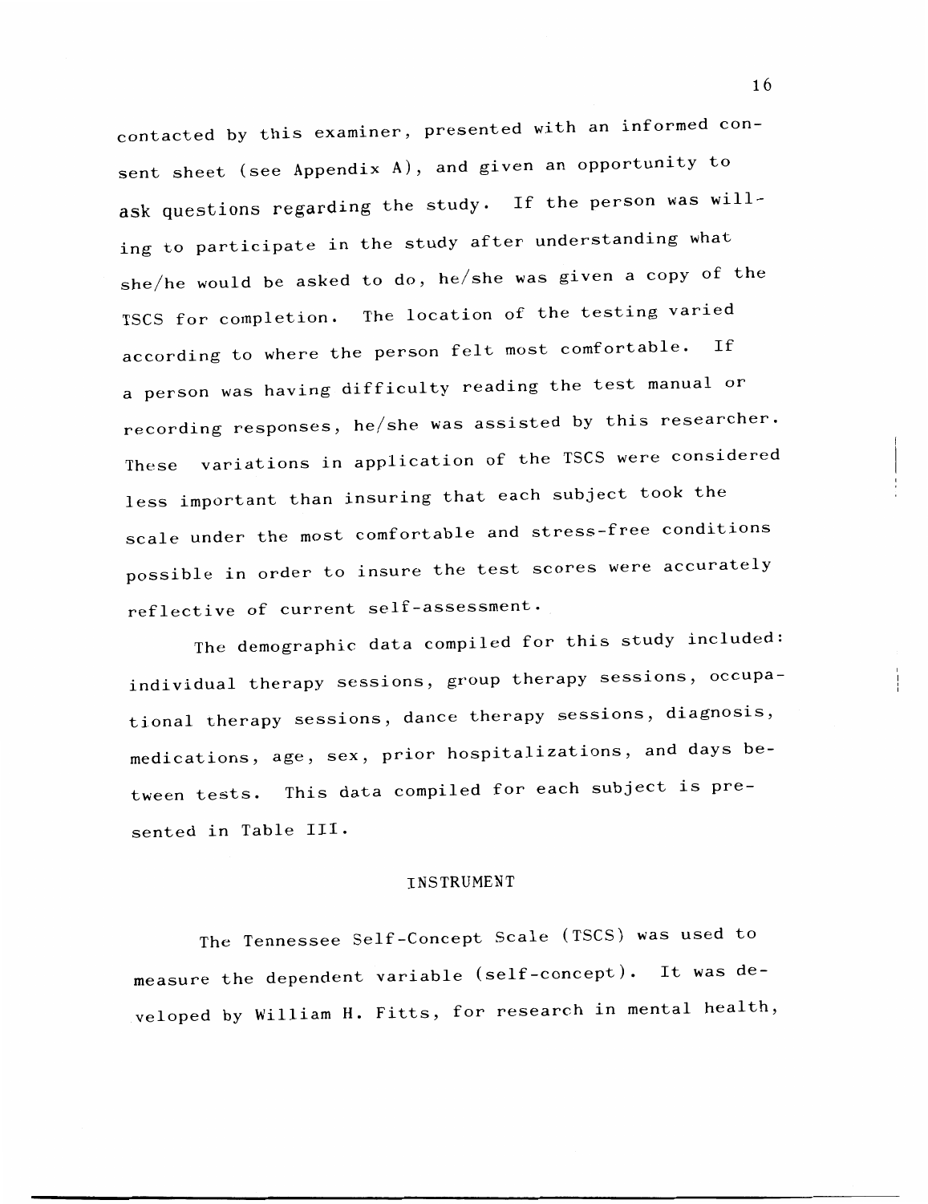contacted by this examiner, presented with an informed consent sheet (see Appendix A), and given an opportunity to ask questions regarding the study. If the person was willing to participate in the study after understanding what she/he would be asked to do, he/she was given a copy of the TSCS for completion. The location of the testing varied according to where the person felt most comfortable. If a person was having difficulty reading the test manual or recording responses, he/she was assisted by this researcher. These variations in application of the TSCS were considered less important than insuring that each subject took the scale under the most comfortable and stress-free conditions possible in order to insure the test scores were accurately reflective of current self-assessment.

The demographic data compiled for this study included: individual therapy sessions, group therapy sessions, occupational therapy sessions, dance therapy sessions, diagnosis, medications, age, sex, prior hospitalizations, and days between tests. This data compiled for each subject is presented in Table III.

## INSTRUMENT

The Tennessee Self-Concept Scale (TSCS) was used to measure the dependent variable (self-concept). It was developed by William H. Fitts, for research in mental health,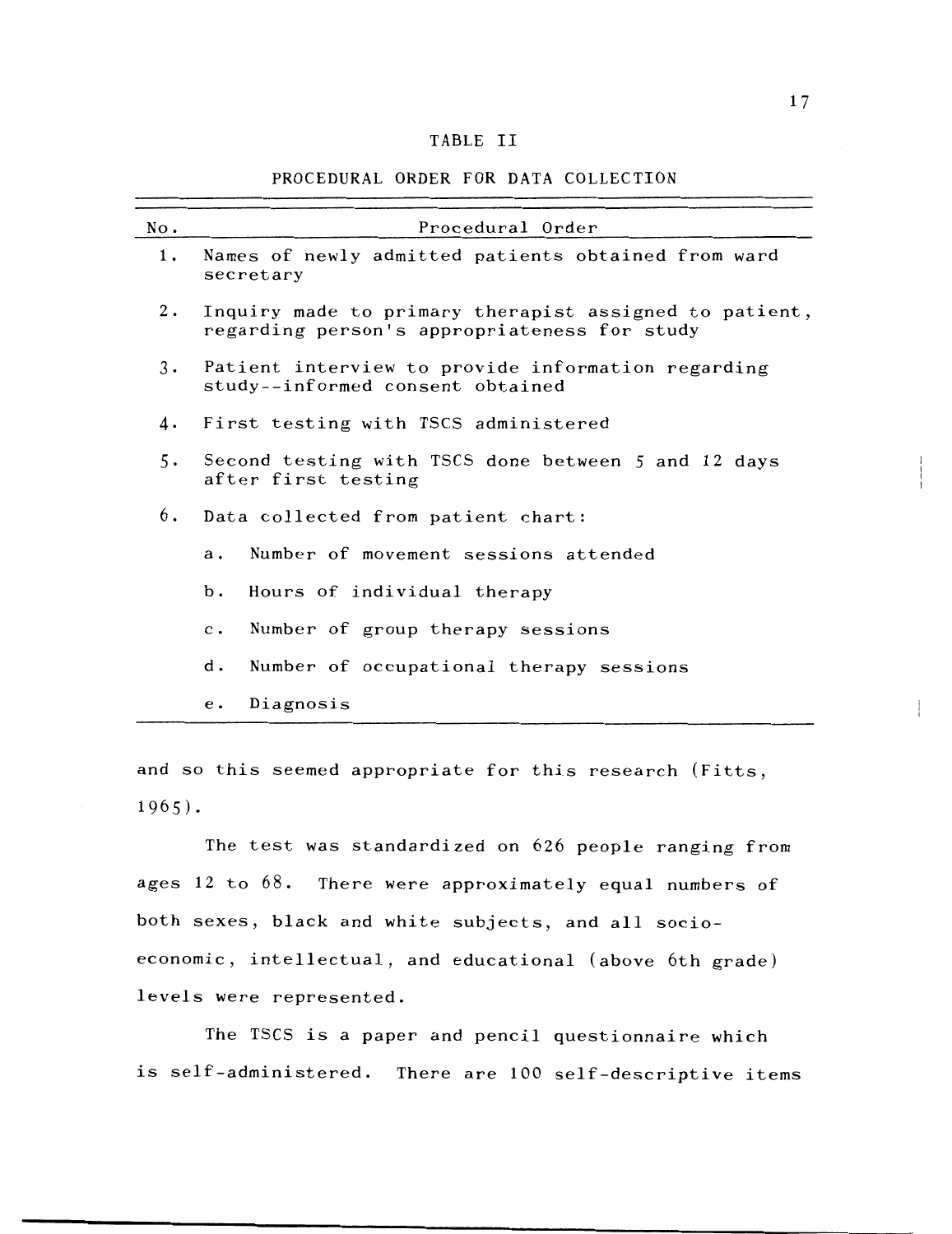TABLE II

PROCEDURAL ORDER FOR DATA COLLECTION

| No. | Procedural Order |
|---|---|
| 1. | Names of newly admitted patients obtained from ward secretary |
| 2. | Inquiry made to primary therapist assigned to patient, regarding person's appropriateness for study |
| 3. | Patient interview to provide information regarding study--informed consent obtained |
| 4. | First testing with TSCS administered |
| 5. | Second testing with TSCS done between 5 and 12 days after first testing |
| 6. | Data collected from patient chart: |
| | a. Number of movement sessions attended |
| | b. Hours of individual therapy |
| | c. Number of group therapy sessions |
| | d. Number of occupational therapy sessions |
| | e. Diagnosis |

and so this seemed appropriate for this research (Fitts, 1965).

The test was standardized on 626 people ranging from ages 12 to 68. There were approximately equal numbers of both sexes, black and white subjects, and all socio-economic, intellectual, and educational (above 6th grade) levels were represented.

The TSCS is a paper and pencil questionnaire which is self-administered. There are 100 self-descriptive items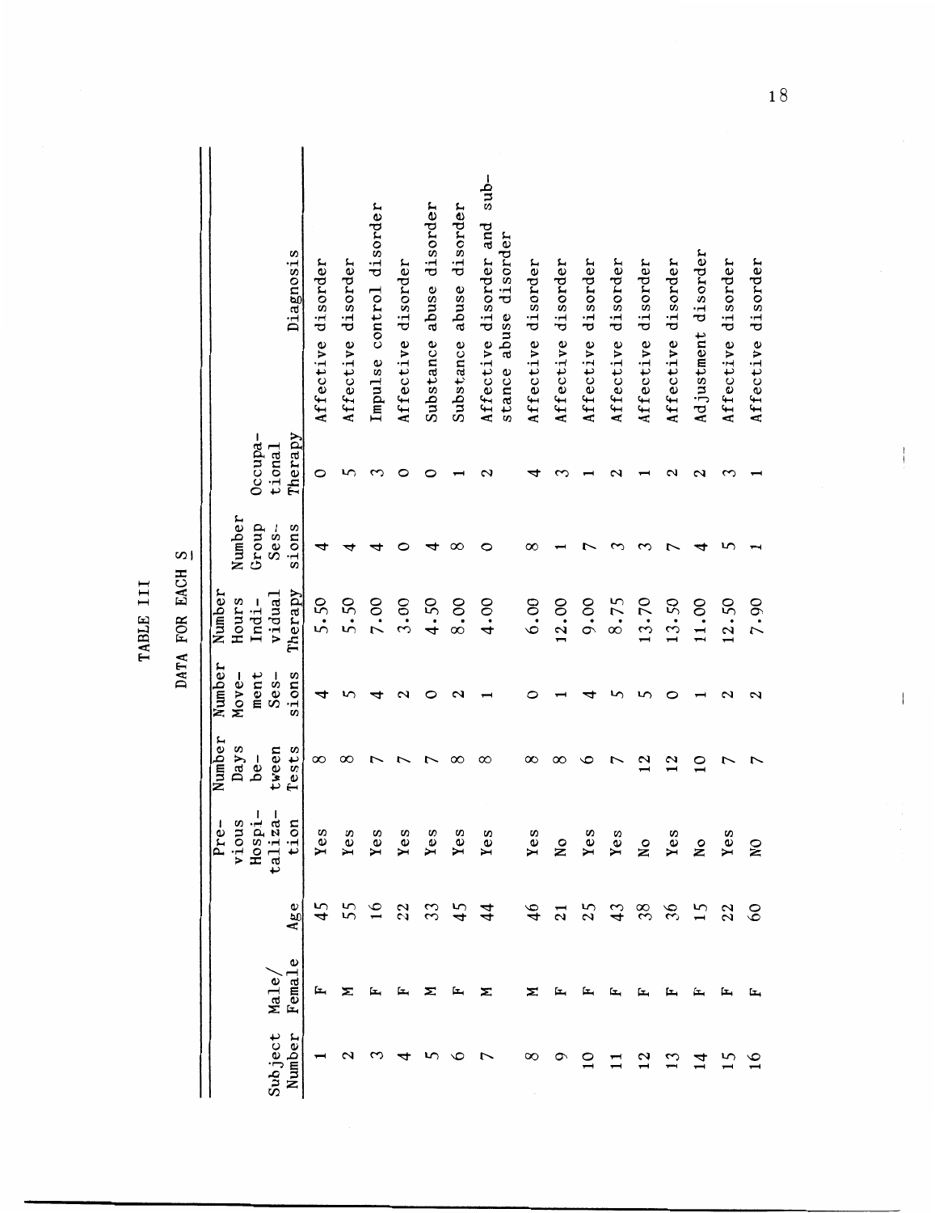TABLE III

DATA FOR EACH S

| Subject Number | Male/ Female | Age | Previous Hospitalization | Number Days between Tests | Number Movement Sessions | Number Hours Individual Therapy | Number Group Sessions | Occupational Therapy | Diagnosis |
|---|---|---|---|---|---|---|---|---|---|
| 1 | F | 45 | Yes | 8 | 4 | 5.50 | 4 | 0 | Affective disorder |
| 2 | M | 55 | Yes | 8 | 5 | 5.50 | 4 | 5 | Affective disorder |
| 3 | F | 16 | Yes | 7 | 4 | 7.00 | 4 | 3 | Impulse control disorder |
| 4 | F | 22 | Yes | 7 | 2 | 3.00 | 0 | 0 | Affective disorder |
| 5 | M | 33 | Yes | 7 | 0 | 4.50 | 4 | 0 | Substance abuse disorder |
| 6 | F | 45 | Yes | 8 | 2 | 8.00 | 8 | 1 | Substance abuse disorder |
| 7 | M | 44 | Yes | 8 | 1 | 4.00 | 0 | 2 | Affective disorder and substance abuse disorder |
| 8 | M | 46 | Yes | 8 | 0 | 6.00 | 8 | 4 | Affective disorder |
| 9 | F | 21 | No | 8 | 1 | 12.00 | 1 | 3 | Affective disorder |
| 10 | F | 25 | Yes | 6 | 4 | 9.00 | 7 | 1 | Affective disorder |
| 11 | F | 43 | Yes | 7 | 5 | 8.75 | 3 | 2 | Affective disorder |
| 12 | F | 38 | No | 12 | 5 | 13.70 | 3 | 1 | Affective disorder |
| 13 | F | 36 | Yes | 12 | 0 | 13.50 | 7 | 2 | Affective disorder |
| 14 | F | 15 | No | 10 | 1 | 11.00 | 4 | 2 | Adjustment disorder |
| 15 | F | 22 | Yes | 7 | 2 | 12.50 | 5 | 3 | Affective disorder |
| 16 | F | 60 | NO | 7 | 2 | 7.90 | 1 | 1 | Affective disorder |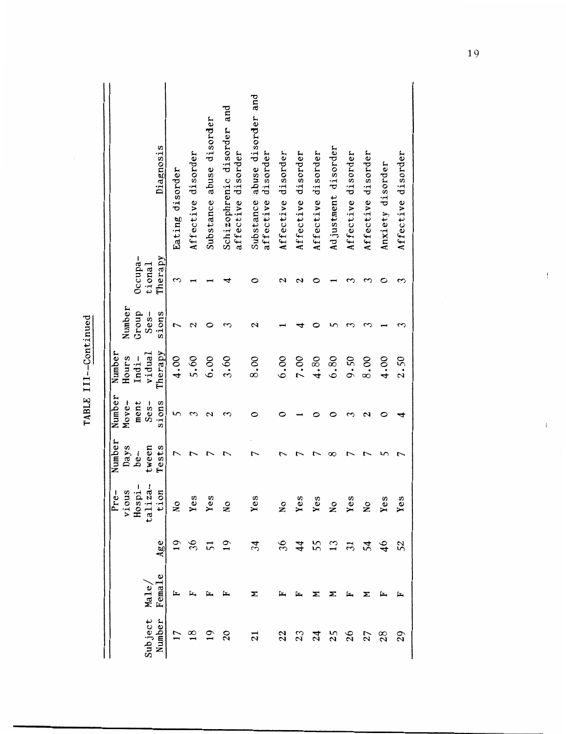TABLE III--Continued

| Subject Number | Male/ Female | Age | Previous Hospitalization | Number Days between Tests | Number Movement Sessions | Number Hours Individual Therapy | Number Group Sessions | Occupational Therapy | Diagnosis |
|---|---|---|---|---|---|---|---|---|---|
| 17 | F | 19 | No | 7 | 5 | 4.00 | 7 | 3 | Eating disorder |
| 18 | F | 36 | Yes | 7 | 3 | 5.60 | 2 | 1 | Affective disorder |
| 19 | F | 51 | Yes | 7 | 2 | 6.00 | 0 | 1 | Substance abuse disorder |
| 20 | F | 19 | No | 7 | 3 | 3.60 | 3 | 4 | Schizophrenic disorder and affective disorder |
| 21 | M | 34 | Yes | 7 | 0 | 8.00 | 2 | 0 | Substance abuse disorder and affective disorder |
| 22 | F | 36 | No | 7 | 0 | 6.00 | 1 | 2 | Affective disorder |
| 23 | F | 44 | Yes | 7 | 1 | 7.00 | 4 | 2 | Affective disorder |
| 24 | M | 55 | Yes | 7 | 0 | 4.80 | 0 | 0 | Affective disorder |
| 25 | M | 13 | No | 8 | 0 | 6.80 | 5 | 1 | Adjustment disorder |
| 26 | F | 31 | Yes | 7 | 3 | 9.50 | 3 | 3 | Affective disorder |
| 27 | M | 54 | No | 7 | 2 | 8.00 | 3 | 3 | Affective disorder |
| 28 | F | 46 | Yes | 5 | 0 | 4.00 | 1 | 0 | Anxiety disorder |
| 29 | F | 52 | Yes | 7 | 4 | 2.50 | 3 | 3 | Affective disorder |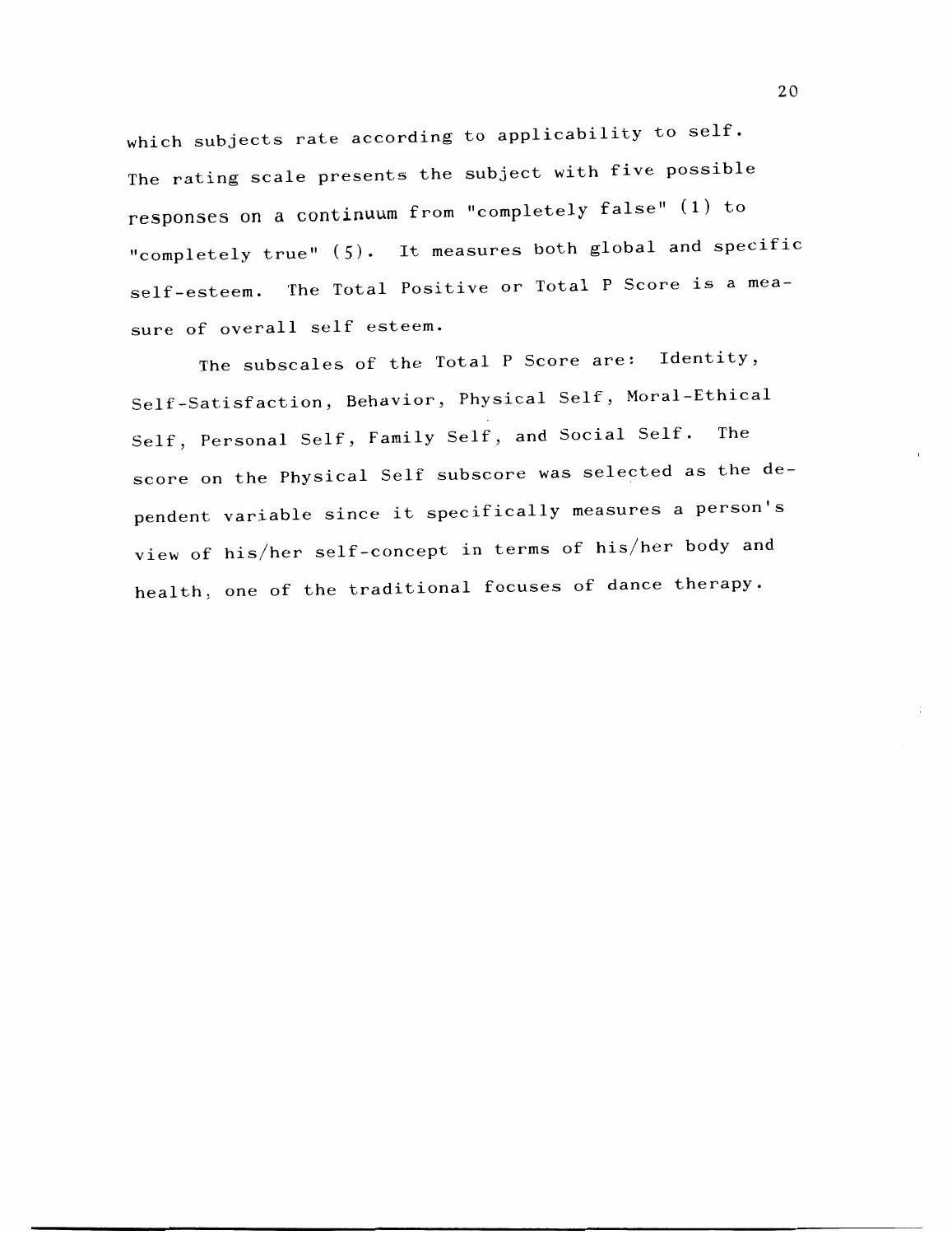which subjects rate according to applicability to self. The rating scale presents the subject with five possible responses on a continuum from "completely false" (1) to "completely true" (5). It measures both global and specific self-esteem. The Total Positive or Total P Score is a measure of overall self esteem.

The subscales of the Total P Score are: Identity, Self-Satisfaction, Behavior, Physical Self, Moral-Ethical Self, Personal Self, Family Self, and Social Self. The score on the Physical Self subscore was selected as the dependent variable since it specifically measures a person's view of his/her self-concept in terms of his/her body and health, one of the traditional focuses of dance therapy.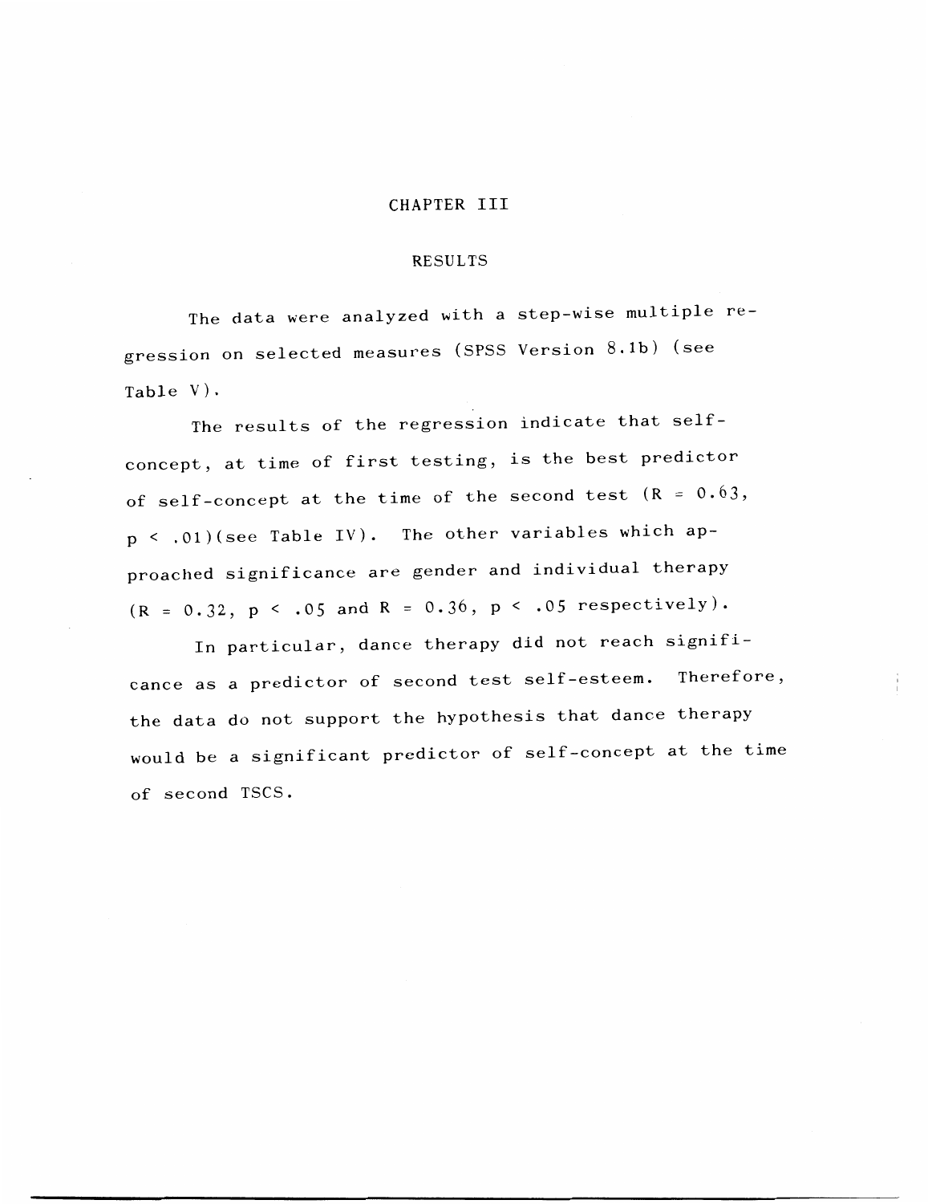# CHAPTER III

## RESULTS

The data were analyzed with a step-wise multiple regression on selected measures (SPSS Version 8.1b) (see Table V).

The results of the regression indicate that self-concept, at time of first testing, is the best predictor of self-concept at the time of the second test ($R = 0.63$, $p < .01$)(see Table IV). The other variables which approached significance are gender and individual therapy ($R = 0.32$, $p < .05$ and $R = 0.36$, $p < .05$ respectively).

In particular, dance therapy did not reach significance as a predictor of second test self-esteem. Therefore, the data do not support the hypothesis that dance therapy would be a significant predictor of self-concept at the time of second TSCS.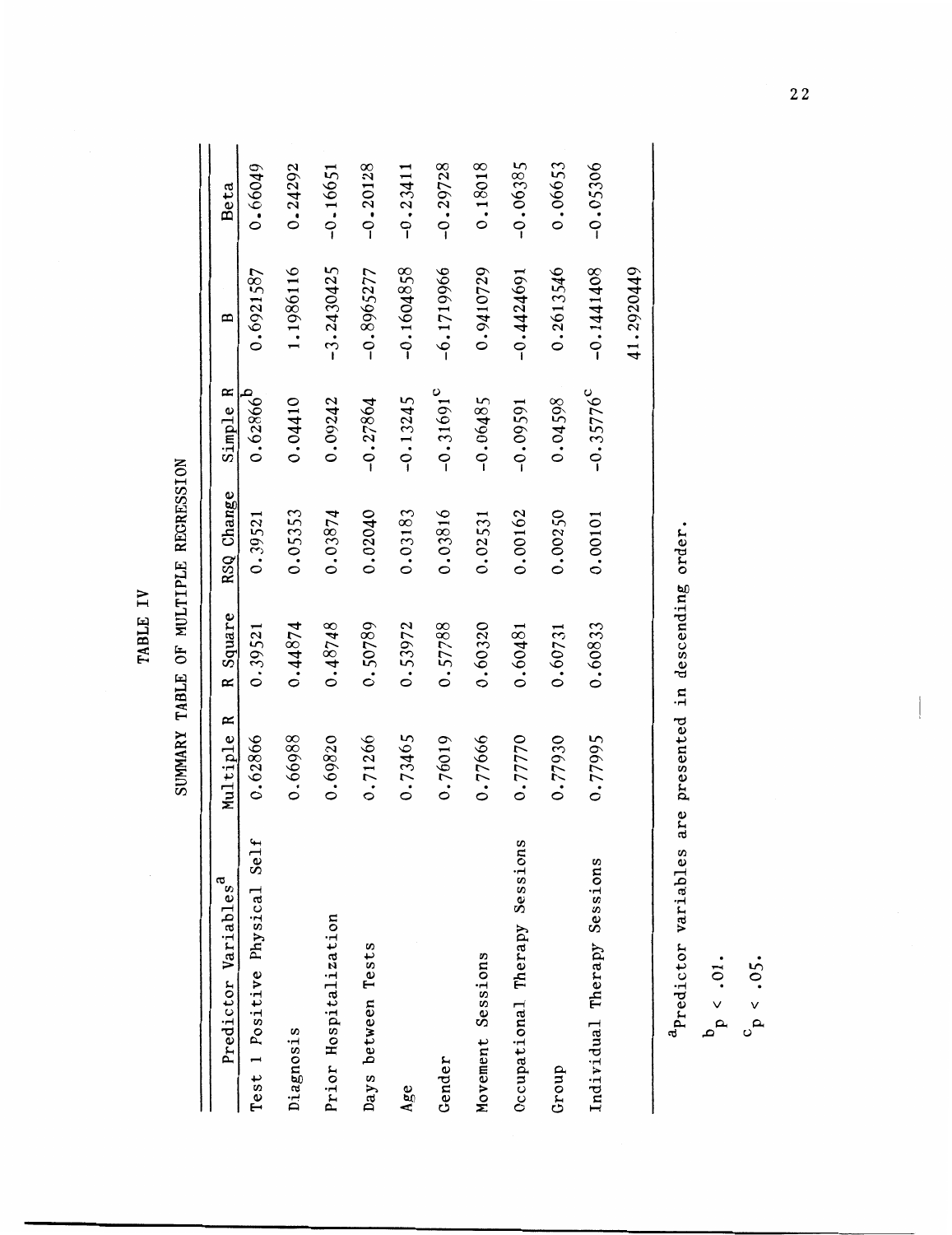# TABLE IV

## SUMMARY TABLE OF MULTIPLE REGRESSION

| Predictor Variables[a] | Multiple R | R Square | RSQ Change | Simple R | B | Beta |
|---|---|---|---|---|---|---|
| Test 1 Positive Physical Self | 0.62866 | 0.39521 | 0.39521 | 0.62866[b] | 0.6921587 | 0.66049 |
| Diagnosis | 0.66988 | 0.44874 | 0.05353 | 0.04410 | 1.1986116 | 0.24292 |
| Prior Hospitalization | 0.69820 | 0.48748 | 0.03874 | 0.09242 | -3.2430425 | -0.16651 |
| Days between Tests | 0.71266 | 0.50789 | 0.02040 | -0.27864 | -0.8965277 | -0.20128 |
| Age | 0.73465 | 0.53972 | 0.03183 | -0.13245 | -0.1604858 | -0.23411 |
| Gender | 0.76019 | 0.57788 | 0.03816 | -0.31691[c] | -6.1719966 | -0.29728 |
| Movement Sessions | 0.77666 | 0.60320 | 0.02531 | -0.06485 | 0.9410729 | 0.18018 |
| Occupational Therapy Sessions | 0.77770 | 0.60481 | 0.00162 | -0.09591 | -0.4424691 | -0.06385 |
| Group | 0.77930 | 0.60731 | 0.00250 | 0.04598 | 0.2613546 | 0.06653 |
| Individual Therapy Sessions | 0.77995 | 0.60833 | 0.00101 | -0.35776[c] | -0.1441408 | -0.05306 |
| | | | | | 41.2920449 | |

[a]Predictor variables are presented in descending order.

[b]$p < .01$.

[c]$p < .05$.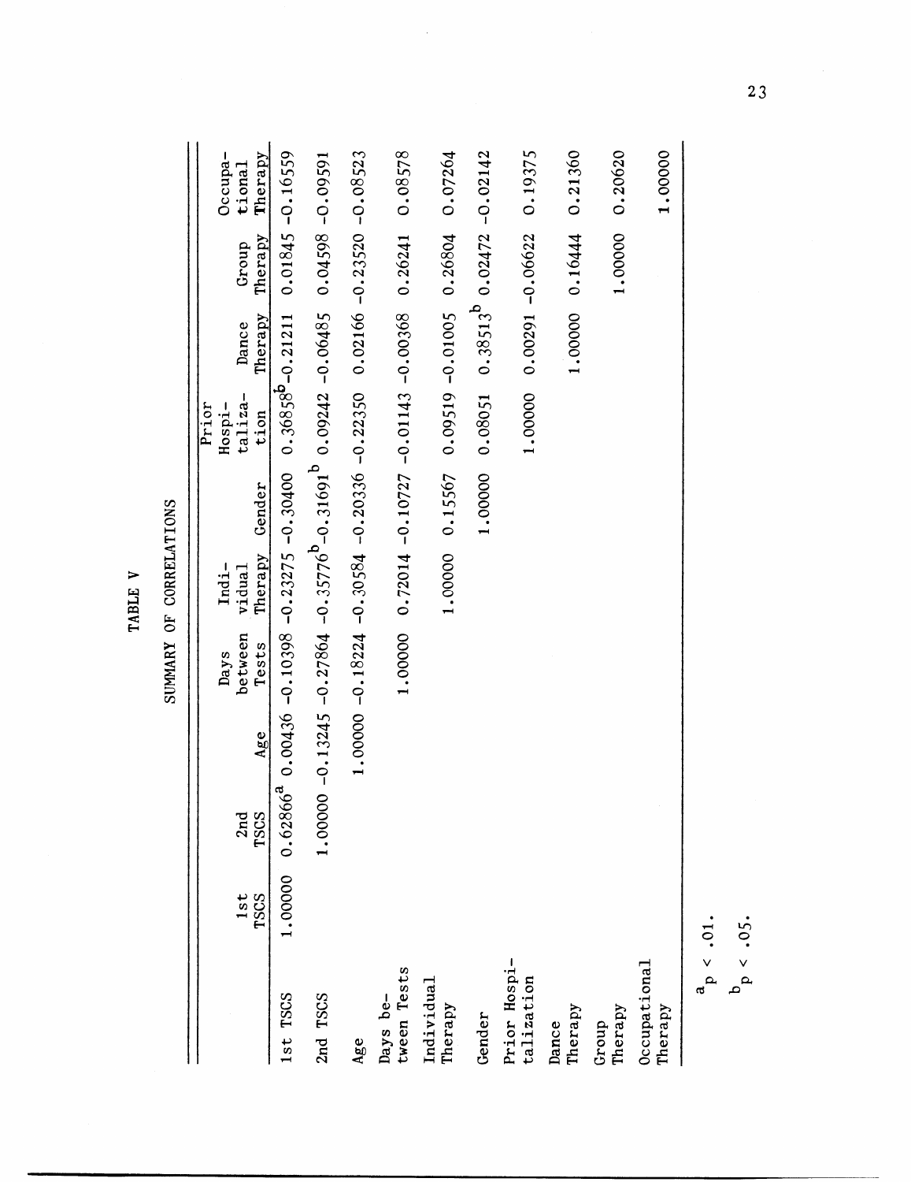# TABLE V

## SUMMARY OF CORRELATIONS

| | 1st TSCS | 2nd TSCS | Age | Days between Tests | Individual Therapy | Gender | Prior Hospitalization | Dance Therapy | Group Therapy | Occupational Therapy |
|---|---|---|---|---|---|---|---|---|---|---|
| 1st TSCS | 1.00000 | 0.62866[a] | 0.00436 | -0.10398 | -0.23275 | -0.30400 | 0.36858[b] | -0.21211 | 0.01845 | -0.16559 |
| 2nd TSCS | | 1.00000 | -0.13245 | -0.27864 | -0.35776[b] | -0.31691[b] | 0.09242 | -0.06485 | 0.04598 | -0.09591 |
| Age | | | 1.00000 | -0.18224 | -0.30584 | -0.20336 | -0.22350 | 0.02166 | -0.23520 | -0.08523 |
| Days between Tests | | | | 1.00000 | 0.72014 | -0.10727 | -0.01143 | -0.00368 | 0.26241 | 0.08578 |
| Individual Therapy | | | | | 1.00000 | 0.15567 | 0.09519 | -0.01005 | 0.26804 | 0.07264 |
| Gender | | | | | | 1.00000 | 0.08051 | 0.38513[b] | 0.02472 | -0.02142 |
| Prior Hospitalization | | | | | | | 1.00000 | 0.00291 | -0.06622 | 0.19375 |
| Dance Therapy | | | | | | | | 1.00000 | 0.16444 | 0.21360 |
| Group Therapy | | | | | | | | | 1.00000 | 0.20620 |
| Occupational Therapy | | | | | | | | | | 1.00000 |

[a] $p < .01$.

[b] $p < .05$.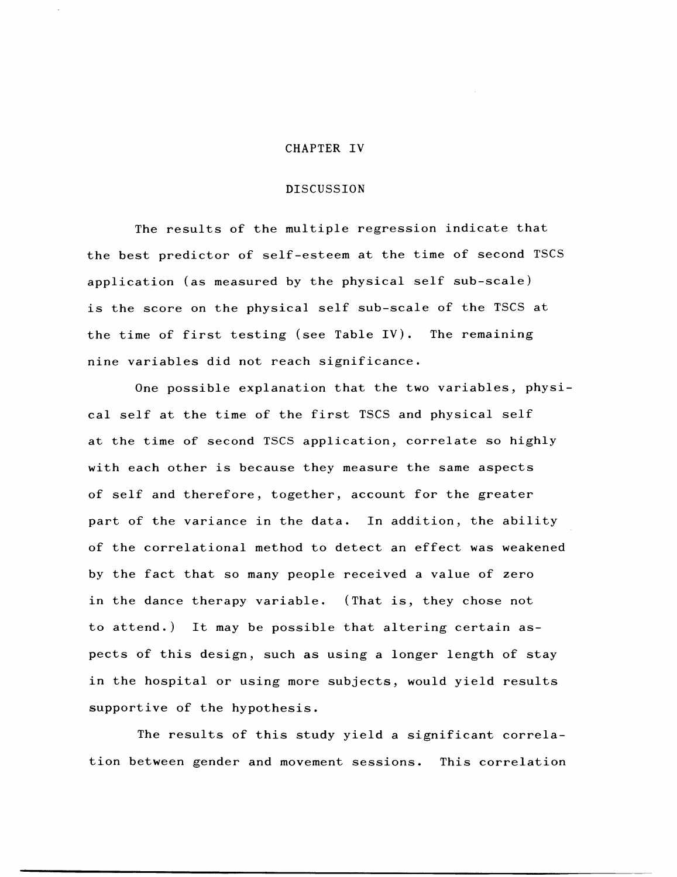# CHAPTER IV

## DISCUSSION

The results of the multiple regression indicate that the best predictor of self-esteem at the time of second TSCS application (as measured by the physical self sub-scale) is the score on the physical self sub-scale of the TSCS at the time of first testing (see Table IV). The remaining nine variables did not reach significance.

One possible explanation that the two variables, physical self at the time of the first TSCS and physical self at the time of second TSCS application, correlate so highly with each other is because they measure the same aspects of self and therefore, together, account for the greater part of the variance in the data. In addition, the ability of the correlational method to detect an effect was weakened by the fact that so many people received a value of zero in the dance therapy variable. (That is, they chose not to attend.) It may be possible that altering certain aspects of this design, such as using a longer length of stay in the hospital or using more subjects, would yield results supportive of the hypothesis.

The results of this study yield a significant correlation between gender and movement sessions. This correlation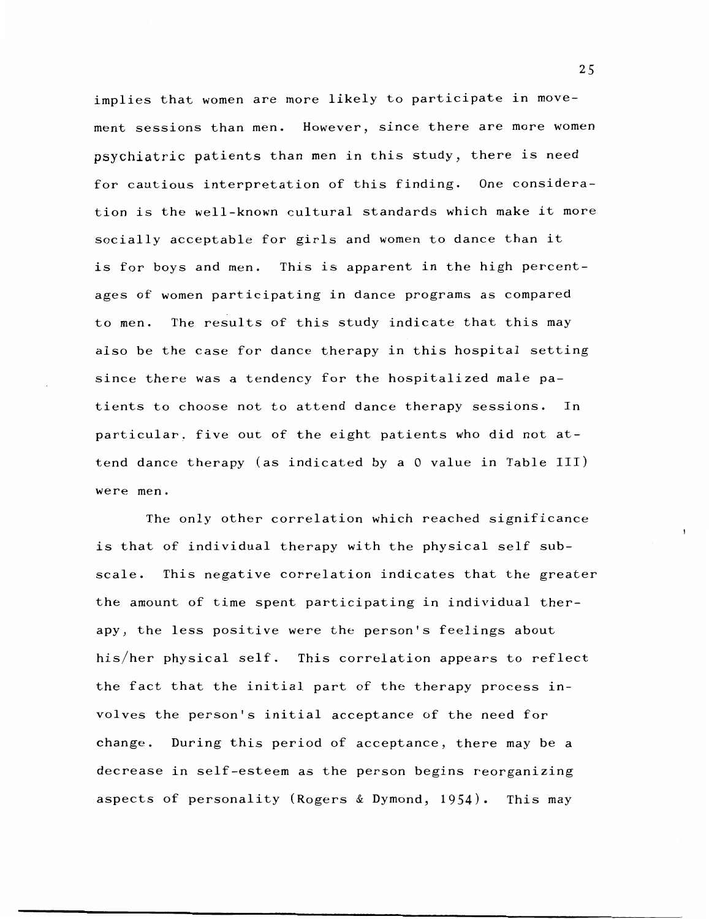implies that women are more likely to participate in movement sessions than men. However, since there are more women psychiatric patients than men in this study, there is need for cautious interpretation of this finding. One consideration is the well-known cultural standards which make it more socially acceptable for girls and women to dance than it is for boys and men. This is apparent in the high percentages of women participating in dance programs as compared to men. The results of this study indicate that this may also be the case for dance therapy in this hospital setting since there was a tendency for the hospitalized male patients to choose not to attend dance therapy sessions. In particular, five out of the eight patients who did not attend dance therapy (as indicated by a 0 value in Table III) were men.

The only other correlation which reached significance is that of individual therapy with the physical self subscale. This negative correlation indicates that the greater the amount of time spent participating in individual therapy, the less positive were the person's feelings about his/her physical self. This correlation appears to reflect the fact that the initial part of the therapy process involves the person's initial acceptance of the need for change. During this period of acceptance, there may be a decrease in self-esteem as the person begins reorganizing aspects of personality (Rogers & Dymond, 1954). This may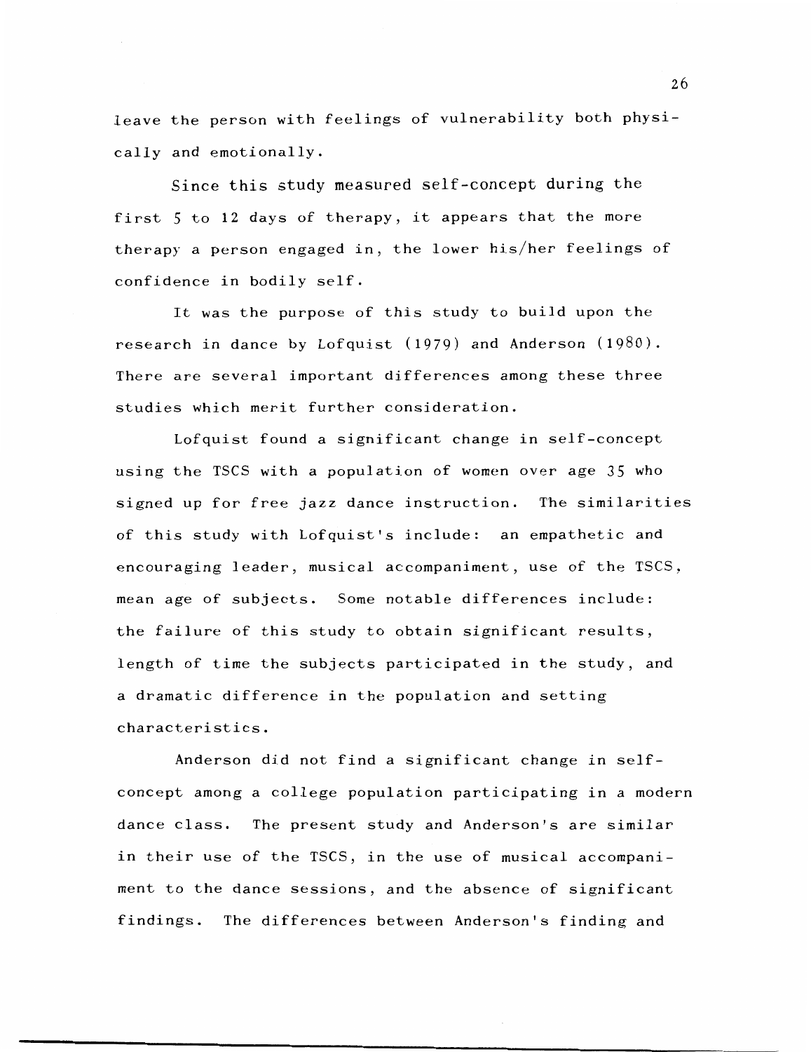leave the person with feelings of vulnerability both physically and emotionally.

Since this study measured self-concept during the first 5 to 12 days of therapy, it appears that the more therapy a person engaged in, the lower his/her feelings of confidence in bodily self.

It was the purpose of this study to build upon the research in dance by Lofquist (1979) and Anderson (1980). There are several important differences among these three studies which merit further consideration.

Lofquist found a significant change in self-concept using the TSCS with a population of women over age 35 who signed up for free jazz dance instruction. The similarities of this study with Lofquist's include: an empathetic and encouraging leader, musical accompaniment, use of the TSCS, mean age of subjects. Some notable differences include: the failure of this study to obtain significant results, length of time the subjects participated in the study, and a dramatic difference in the population and setting characteristics.

Anderson did not find a significant change in self-concept among a college population participating in a modern dance class. The present study and Anderson's are similar in their use of the TSCS, in the use of musical accompaniment to the dance sessions, and the absence of significant findings. The differences between Anderson's finding and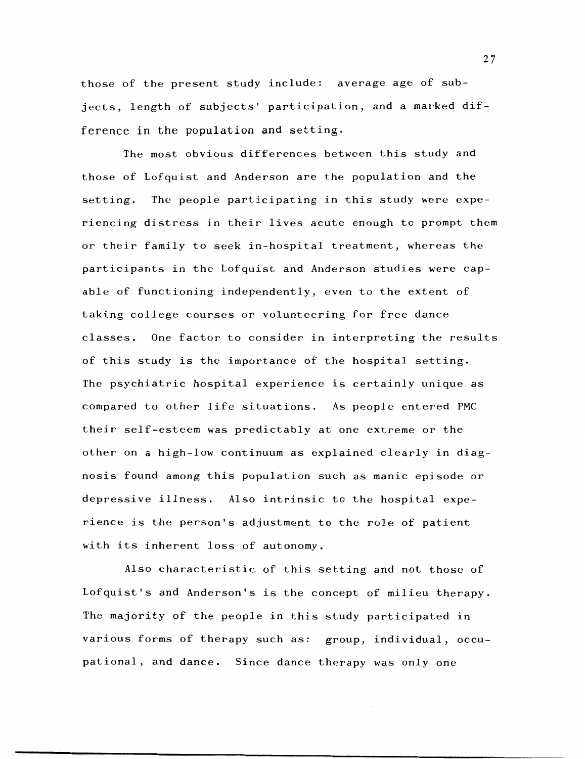those of the present study include: average age of subjects, length of subjects' participation, and a marked difference in the population and setting.

The most obvious differences between this study and those of Lofquist and Anderson are the population and the setting. The people participating in this study were experiencing distress in their lives acute enough to prompt them or their family to seek in-hospital treatment, whereas the participants in the Lofquist and Anderson studies were capable of functioning independently, even to the extent of taking college courses or volunteering for free dance classes. One factor to consider in interpreting the results of this study is the importance of the hospital setting. The psychiatric hospital experience is certainly unique as compared to other life situations. As people entered PMC their self-esteem was predictably at one extreme or the other on a high-low continuum as explained clearly in diagnosis found among this population such as manic episode or depressive illness. Also intrinsic to the hospital experience is the person's adjustment to the role of patient with its inherent loss of autonomy.

Also characteristic of this setting and not those of Lofquist's and Anderson's is the concept of milieu therapy. The majority of the people in this study participated in various forms of therapy such as: group, individual, occupational, and dance. Since dance therapy was only one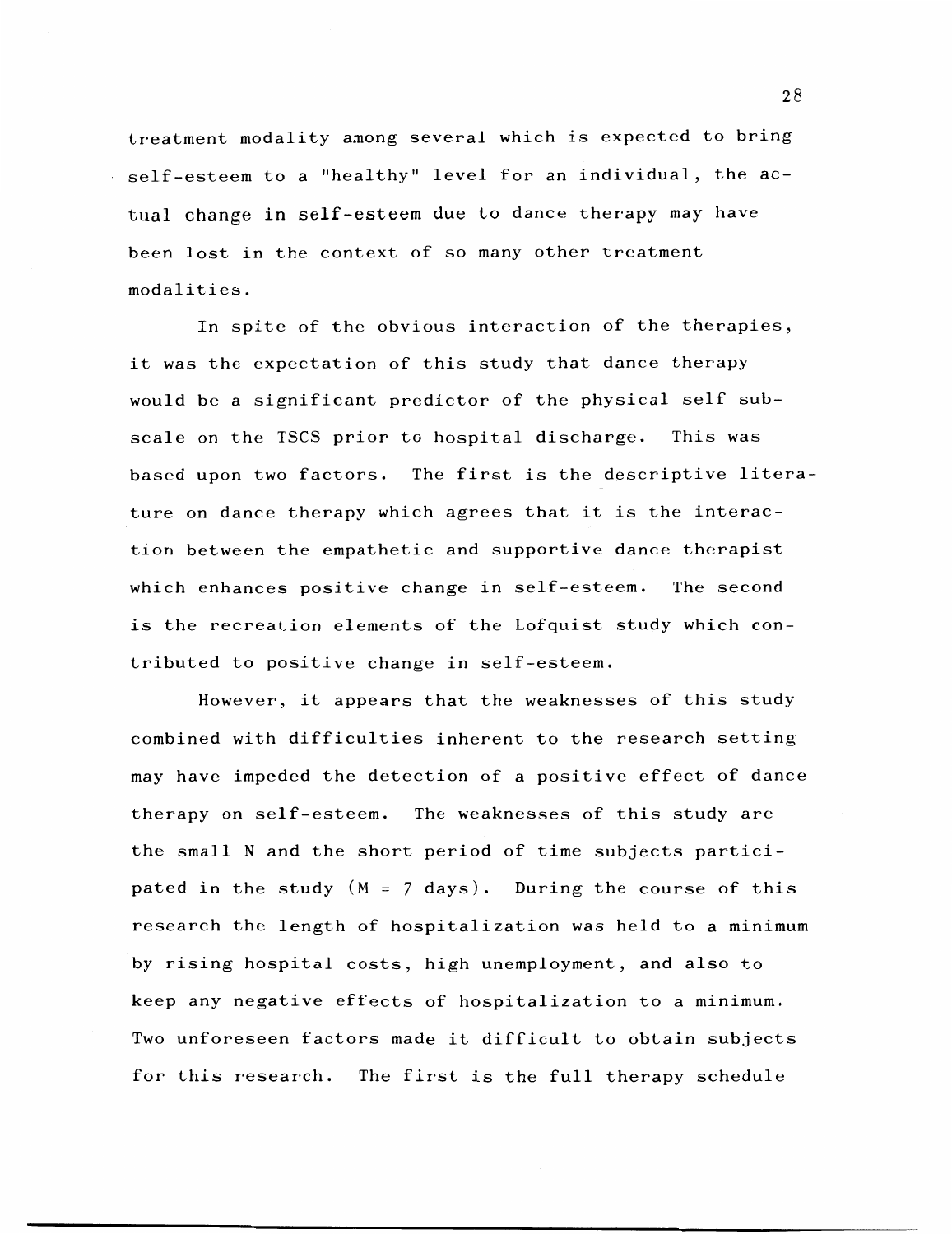treatment modality among several which is expected to bring self-esteem to a "healthy" level for an individual, the actual change in self-esteem due to dance therapy may have been lost in the context of so many other treatment modalities.

In spite of the obvious interaction of the therapies, it was the expectation of this study that dance therapy would be a significant predictor of the physical self subscale on the TSCS prior to hospital discharge. This was based upon two factors. The first is the descriptive literature on dance therapy which agrees that it is the interaction between the empathetic and supportive dance therapist which enhances positive change in self-esteem. The second is the recreation elements of the Lofquist study which contributed to positive change in self-esteem.

However, it appears that the weaknesses of this study combined with difficulties inherent to the research setting may have impeded the detection of a positive effect of dance therapy on self-esteem. The weaknesses of this study are the small N and the short period of time subjects participated in the study (M = 7 days). During the course of this research the length of hospitalization was held to a minimum by rising hospital costs, high unemployment, and also to keep any negative effects of hospitalization to a minimum. Two unforeseen factors made it difficult to obtain subjects for this research. The first is the full therapy schedule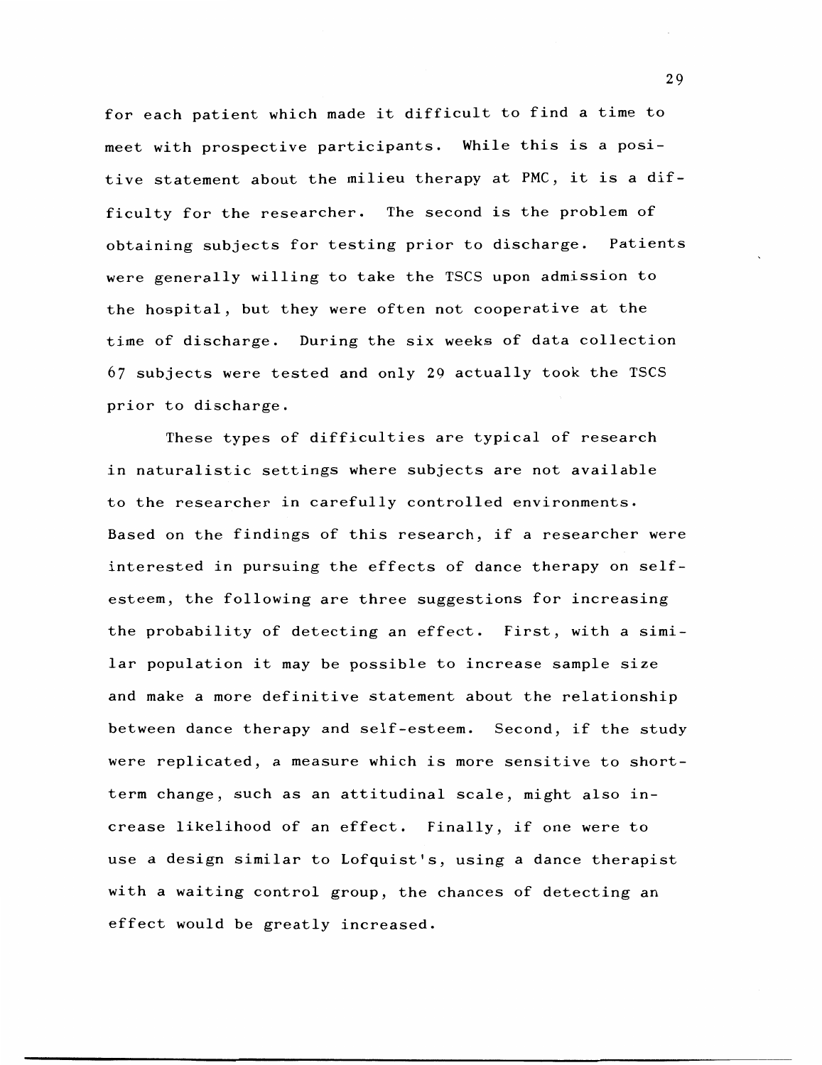for each patient which made it difficult to find a time to meet with prospective participants. While this is a positive statement about the milieu therapy at PMC, it is a difficulty for the researcher. The second is the problem of obtaining subjects for testing prior to discharge. Patients were generally willing to take the TSCS upon admission to the hospital, but they were often not cooperative at the time of discharge. During the six weeks of data collection 67 subjects were tested and only 29 actually took the TSCS prior to discharge.

These types of difficulties are typical of research in naturalistic settings where subjects are not available to the researcher in carefully controlled environments. Based on the findings of this research, if a researcher were interested in pursuing the effects of dance therapy on self-esteem, the following are three suggestions for increasing the probability of detecting an effect. First, with a similar population it may be possible to increase sample size and make a more definitive statement about the relationship between dance therapy and self-esteem. Second, if the study were replicated, a measure which is more sensitive to short-term change, such as an attitudinal scale, might also increase likelihood of an effect. Finally, if one were to use a design similar to Lofquist's, using a dance therapist with a waiting control group, the chances of detecting an effect would be greatly increased.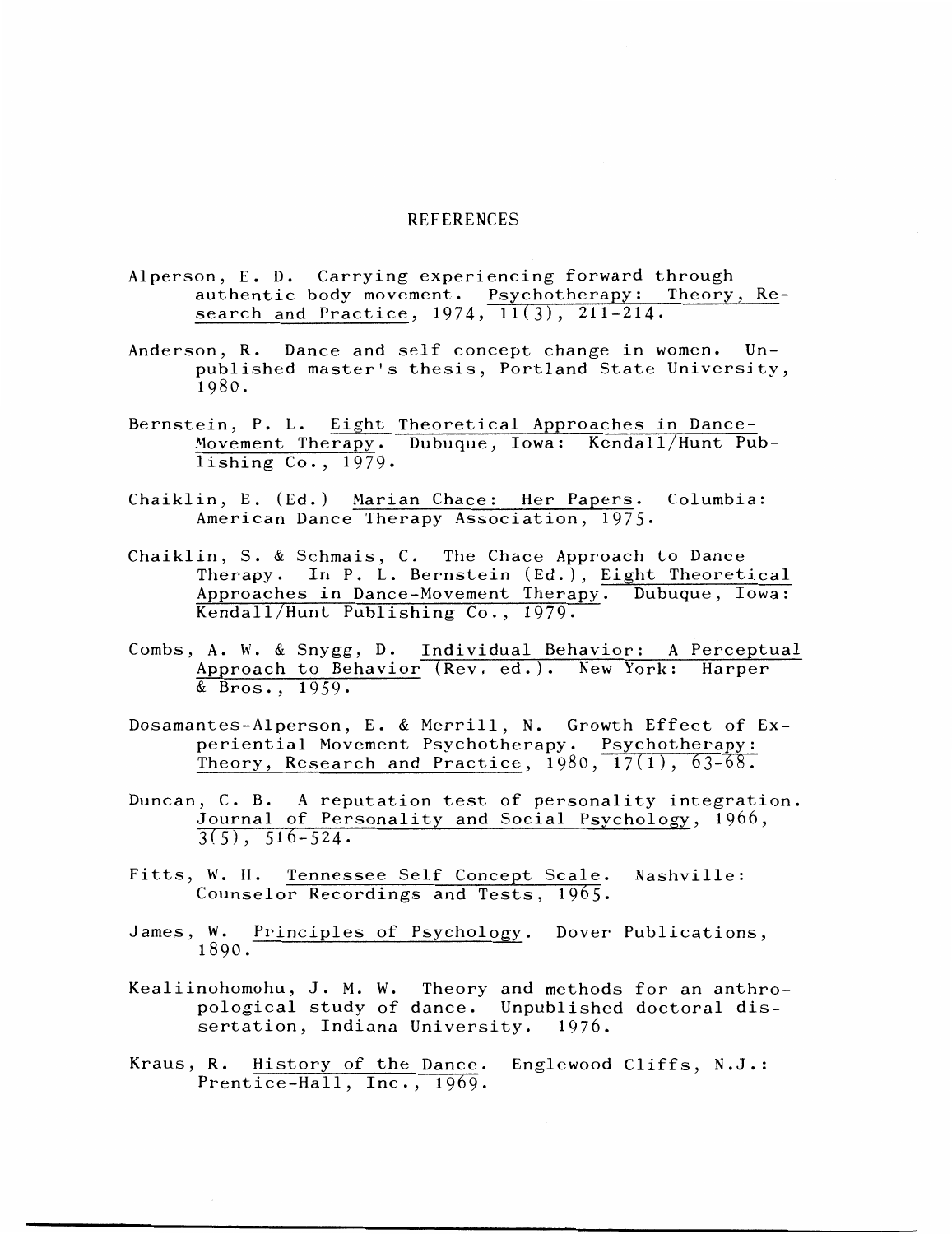# REFERENCES

Alperson, E. D. Carrying experiencing forward through authentic body movement. Psychotherapy: Theory, Research and Practice, 1974, 11(3), 211-214.

Anderson, R. Dance and self concept change in women. Unpublished master's thesis, Portland State University, 1980.

Bernstein, P. L. Eight Theoretical Approaches in Dance-Movement Therapy. Dubuque, Iowa: Kendall/Hunt Publishing Co., 1979.

Chaiklin, E. (Ed.) Marian Chace: Her Papers. Columbia: American Dance Therapy Association, 1975.

Chaiklin, S. & Schmais, C. The Chace Approach to Dance Therapy. In P. L. Bernstein (Ed.), Eight Theoretical Approaches in Dance-Movement Therapy. Dubuque, Iowa: Kendall/Hunt Publishing Co., 1979.

Combs, A. W. & Snygg, D. Individual Behavior: A Perceptual Approach to Behavior (Rev. ed.). New York: Harper & Bros., 1959.

Dosamantes-Alperson, E. & Merrill, N. Growth Effect of Experiential Movement Psychotherapy. Psychotherapy: Theory, Research and Practice, 1980, 17(1), 63-68.

Duncan, C. B. A reputation test of personality integration. Journal of Personality and Social Psychology, 1966, 3(5), 516-524.

Fitts, W. H. Tennessee Self Concept Scale. Nashville: Counselor Recordings and Tests, 1965.

James, W. Principles of Psychology. Dover Publications, 1890.

Kealiinohomohu, J. M. W. Theory and methods for an anthropological study of dance. Unpublished doctoral dissertation, Indiana University. 1976.

Kraus, R. History of the Dance. Englewood Cliffs, N.J.: Prentice-Hall, Inc., 1969.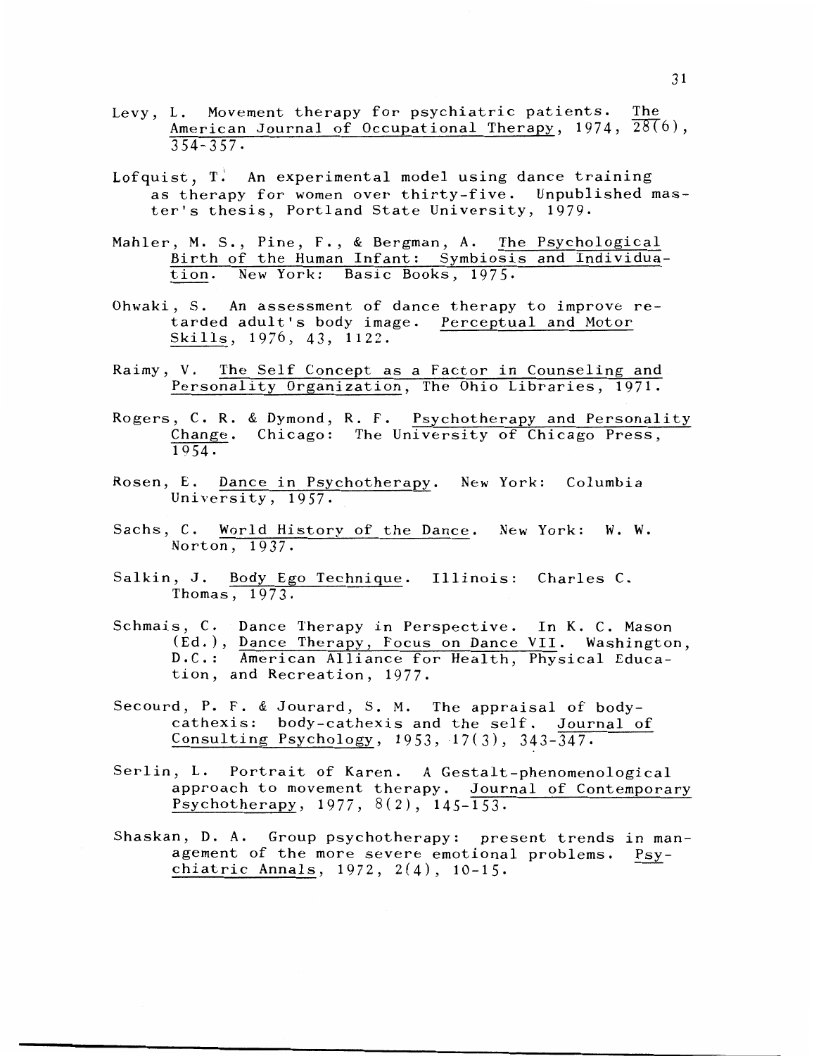Levy, L. Movement therapy for psychiatric patients. *The American Journal of Occupational Therapy*, 1974, *28*(6), 354-357.

Lofquist, T. An experimental model using dance training as therapy for women over thirty-five. Unpublished master's thesis, Portland State University, 1979.

Mahler, M. S., Pine, F., & Bergman, A. *The Psychological Birth of the Human Infant: Symbiosis and Individuation*. New York: Basic Books, 1975.

Ohwaki, S. An assessment of dance therapy to improve retarded adult's body image. *Perceptual and Motor Skills*, 1976, 43, 1122.

Raimy, V. *The Self Concept as a Factor in Counseling and Personality Organization*, The Ohio Libraries, 1971.

Rogers, C. R. & Dymond, R. F. *Psychotherapy and Personality Change*. Chicago: The University of Chicago Press, 1954.

Rosen, E. *Dance in Psychotherapy*. New York: Columbia University, 1957.

Sachs, C. *World History of the Dance*. New York: W. W. Norton, 1937.

Salkin, J. *Body Ego Technique*. Illinois: Charles C. Thomas, 1973.

Schmais, C. Dance Therapy in Perspective. In K. C. Mason (Ed.), *Dance Therapy, Focus on Dance VII*. Washington, D.C.: American Alliance for Health, Physical Education, and Recreation, 1977.

Secourd, P. F. & Jourard, S. M. The appraisal of body-cathexis: body-cathexis and the self. *Journal of Consulting Psychology*, 1953, 17(3), 343-347.

Serlin, L. Portrait of Karen. A Gestalt-phenomenological approach to movement therapy. *Journal of Contemporary Psychotherapy*, 1977, 8(2), 145-153.

Shaskan, D. A. Group psychotherapy: present trends in management of the more severe emotional problems. *Psychiatric Annals*, 1972, 2(4), 10-15.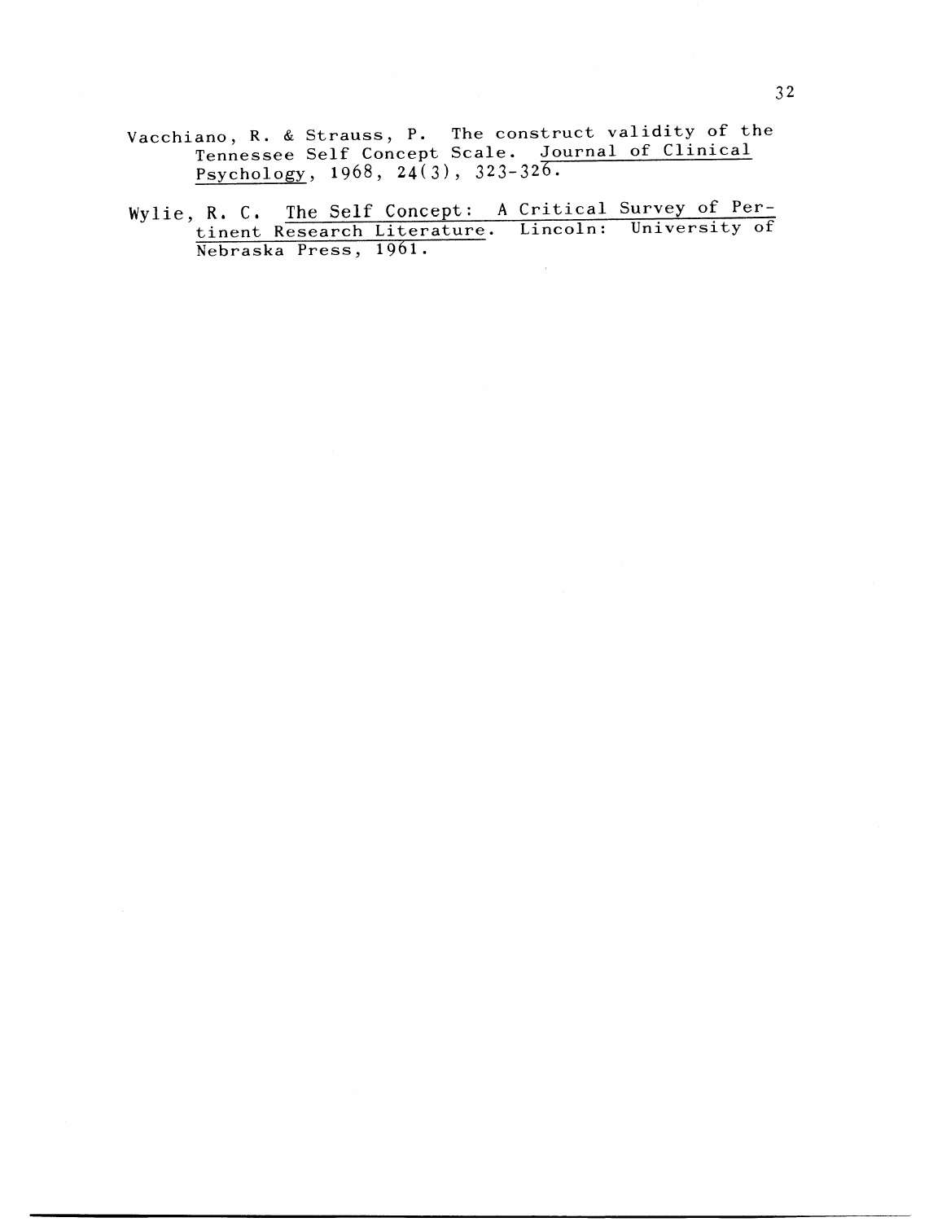Vacchiano, R. & Strauss, P. The construct validity of the Tennessee Self Concept Scale. *Journal of Clinical Psychology*, 1968, 24(3), 323-326.

Wylie, R. C. *The Self Concept: A Critical Survey of Pertinent Research Literature*. Lincoln: University of Nebraska Press, 1961.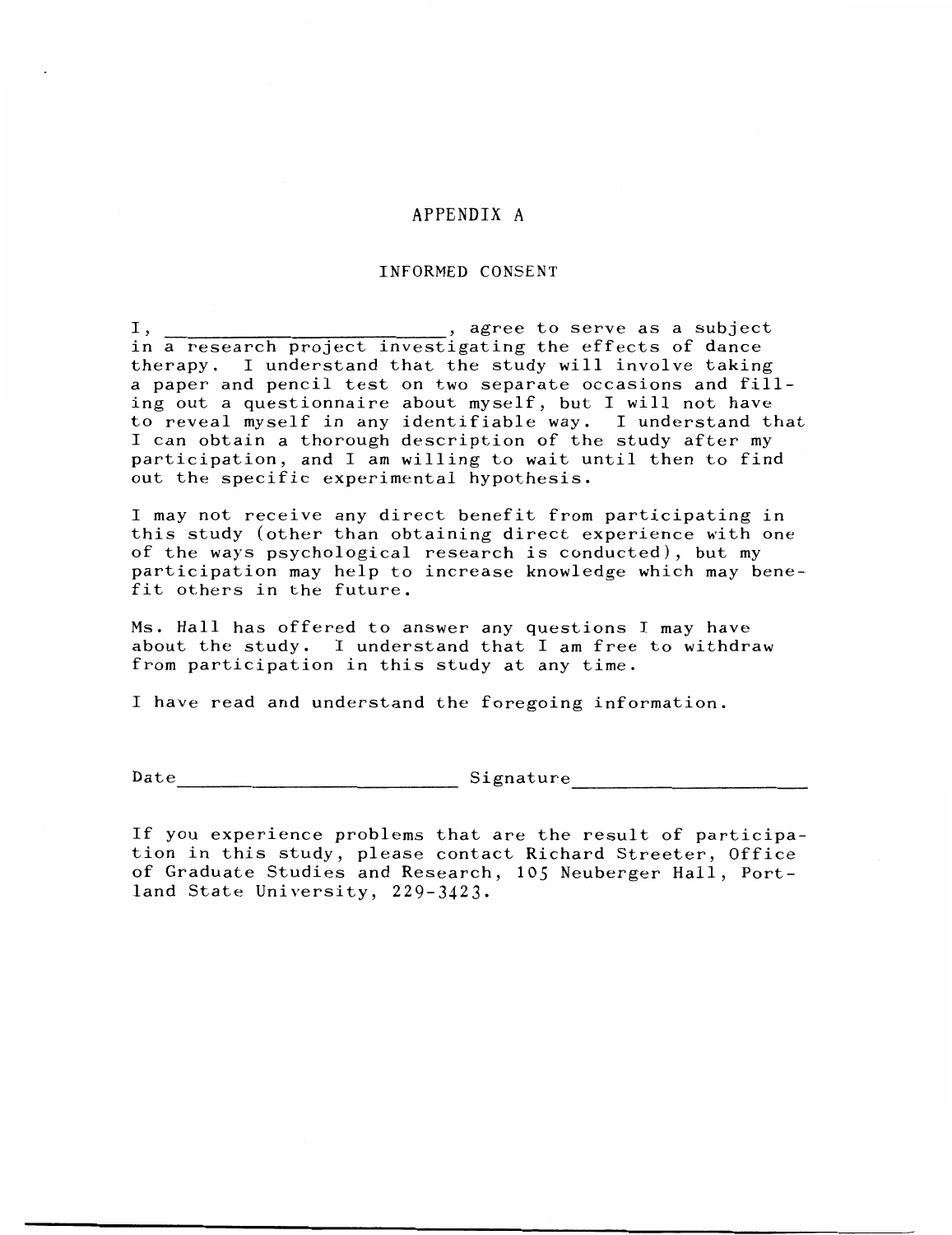# APPENDIX A

## INFORMED CONSENT

I, ____________________________, agree to serve as a subject in a research project investigating the effects of dance therapy. I understand that the study will involve taking a paper and pencil test on two separate occasions and filling out a questionnaire about myself, but I will not have to reveal myself in any identifiable way. I understand that I can obtain a thorough description of the study after my participation, and I am willing to wait until then to find out the specific experimental hypothesis.

I may not receive any direct benefit from participating in this study (other than obtaining direct experience with one of the ways psychological research is conducted), but my participation may help to increase knowledge which may benefit others in the future.

Ms. Hall has offered to answer any questions I may have about the study. I understand that I am free to withdraw from participation in this study at any time.

I have read and understand the foregoing information.

Date____________________________ Signature______________________

If you experience problems that are the result of participation in this study, please contact Richard Streeter, Office of Graduate Studies and Research, 105 Neuberger Hall, Portland State University, 229-3423.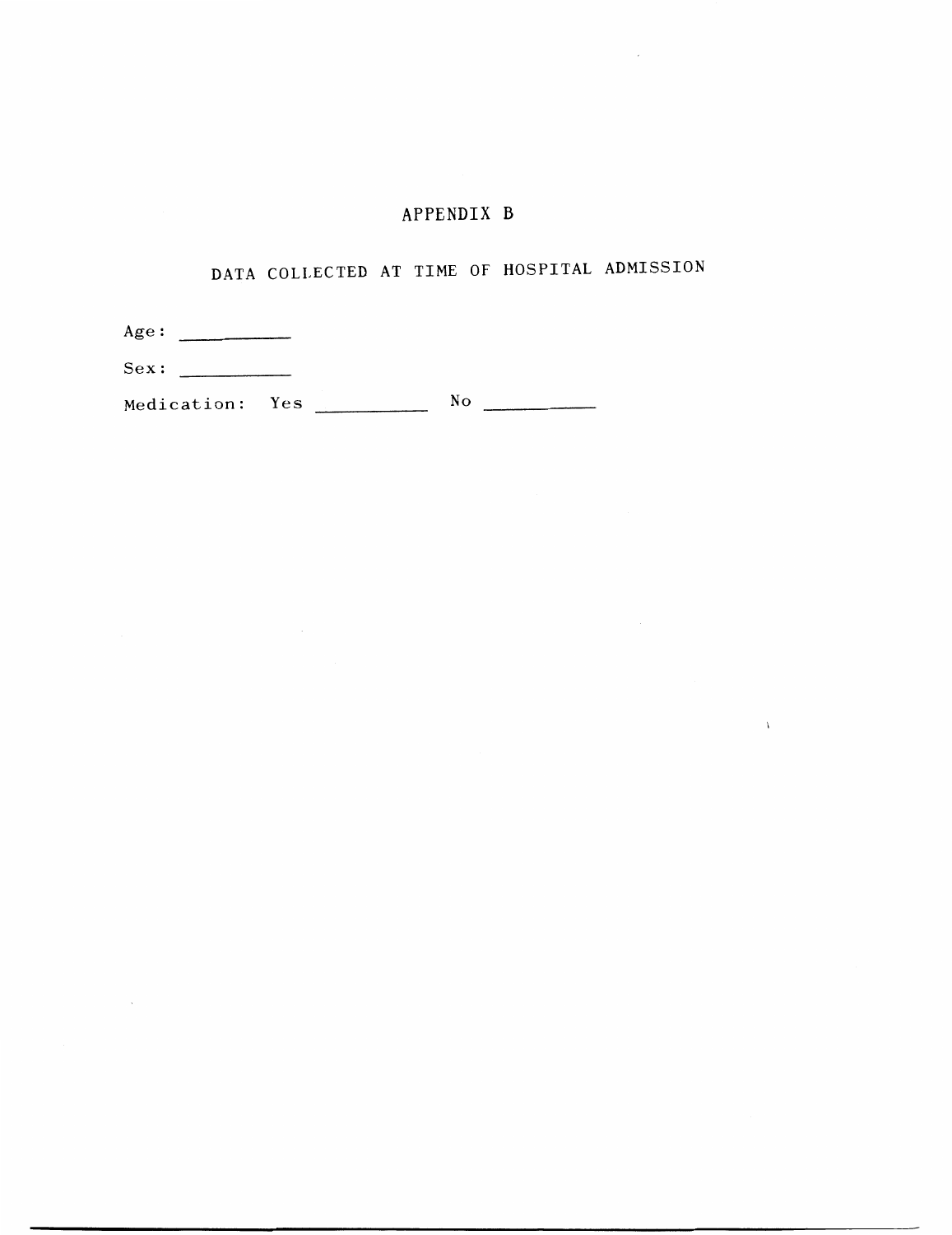# APPENDIX B

## DATA COLLECTED AT TIME OF HOSPITAL ADMISSION

Age: __________

Sex: __________

Medication: Yes __________ No __________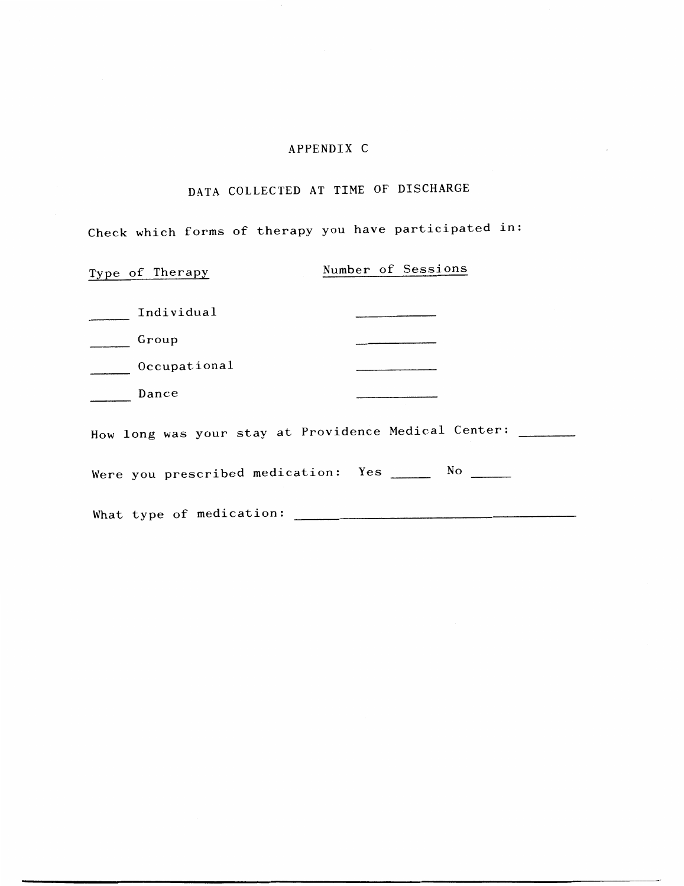# APPENDIX C

## DATA COLLECTED AT TIME OF DISCHARGE

Check which forms of therapy you have participated in:

| Type of Therapy | Number of Sessions |
|---|---|
| _____ Individual | __________ |
| _____ Group | __________ |
| _____ Occupational | __________ |
| _____ Dance | __________ |

How long was your stay at Providence Medical Center: _______

Were you prescribed medication: Yes _____ No _____

What type of medication: ________________________________